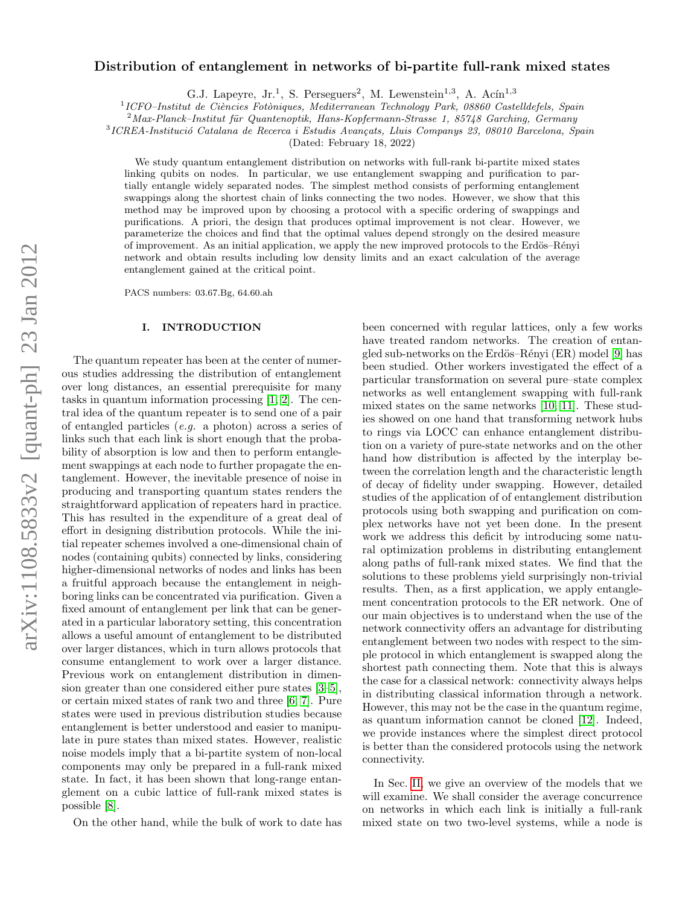# Distribution of entanglement in networks of bi-partite full-rank mixed states

G.J. Lapeyre, Jr.[1], S. Perseguers[2], M. Lewenstein[1,3], A. Acín[1,3]

[1]*ICFO–Institut de Ciències Fotòniques, Mediterranean Technology Park, 08860 Castelldefels, Spain*
[2]*Max-Planck–Institut für Quantenoptik, Hans-Kopfermann-Strasse 1, 85748 Garching, Germany*
[3]*ICREA-Institució Catalana de Recerca i Estudis Avançats, Lluis Companys 23, 08010 Barcelona, Spain*

(Dated: February 18, 2022)

We study quantum entanglement distribution on networks with full-rank bi-partite mixed states linking qubits on nodes. In particular, we use entanglement swapping and purification to partially entangle widely separated nodes. The simplest method consists of performing entanglement swappings along the shortest chain of links connecting the two nodes. However, we show that this method may be improved upon by choosing a protocol with a specific ordering of swappings and purifications. A priori, the design that produces optimal improvement is not clear. However, we parameterize the choices and find that the optimal values depend strongly on the desired measure of improvement. As an initial application, we apply the new improved protocols to the Erdös–Rényi network and obtain results including low density limits and an exact calculation of the average entanglement gained at the critical point.

PACS numbers: 03.67.Bg, 64.60.ah

## I. INTRODUCTION

The quantum repeater has been at the center of numerous studies addressing the distribution of entanglement over long distances, an essential prerequisite for many tasks in quantum information processing [1, 2]. The central idea of the quantum repeater is to send one of a pair of entangled particles (*e.g.* a photon) across a series of links such that each link is short enough that the probability of absorption is low and then to perform entanglement swappings at each node to further propagate the entanglement. However, the inevitable presence of noise in producing and transporting quantum states renders the straightforward application of repeaters hard in practice. This has resulted in the expenditure of a great deal of effort in designing distribution protocols. While the initial repeater schemes involved a one-dimensional chain of nodes (containing qubits) connected by links, considering higher-dimensional networks of nodes and links has been a fruitful approach because the entanglement in neighboring links can be concentrated via purification. Given a fixed amount of entanglement per link that can be generated in a particular laboratory setting, this concentration allows a useful amount of entanglement to be distributed over larger distances, which in turn allows protocols that consume entanglement to work over a larger distance. Previous work on entanglement distribution in dimension greater than one considered either pure states [3–5], or certain mixed states of rank two and three [6, 7]. Pure states were used in previous distribution studies because entanglement is better understood and easier to manipulate in pure states than mixed states. However, realistic noise models imply that a bi-partite system of non-local components may only be prepared in a full-rank mixed state. In fact, it has been shown that long-range entanglement on a cubic lattice of full-rank mixed states is possible [8].

On the other hand, while the bulk of work to date has been concerned with regular lattices, only a few works have treated random networks. The creation of entangled sub-networks on the Erdös–Rényi (ER) model [9] has been studied. Other workers investigated the effect of a particular transformation on several pure–state complex networks as well entanglement swapping with full-rank mixed states on the same networks [10, 11]. These studies showed on one hand that transforming network hubs to rings via LOCC can enhance entanglement distribution on a variety of pure-state networks and on the other hand how distribution is affected by the interplay between the correlation length and the characteristic length of decay of fidelity under swapping. However, detailed studies of the application of of entanglement distribution protocols using both swapping and purification on complex networks have not yet been done. In the present work we address this deficit by introducing some natural optimization problems in distributing entanglement along paths of full-rank mixed states. We find that the solutions to these problems yield surprisingly non-trivial results. Then, as a first application, we apply entanglement concentration protocols to the ER network. One of our main objectives is to understand when the use of the network connectivity offers an advantage for distributing entanglement between two nodes with respect to the simple protocol in which entanglement is swapped along the shortest path connecting them. Note that this is always the case for a classical network: connectivity always helps in distributing classical information through a network. However, this may not be the case in the quantum regime, as quantum information cannot be cloned [12]. Indeed, we provide instances where the simplest direct protocol is better than the considered protocols using the network connectivity.

In Sec. II, we give an overview of the models that we will examine. We shall consider the average concurrence on networks in which each link is initially a full-rank mixed state on two two-level systems, while a node is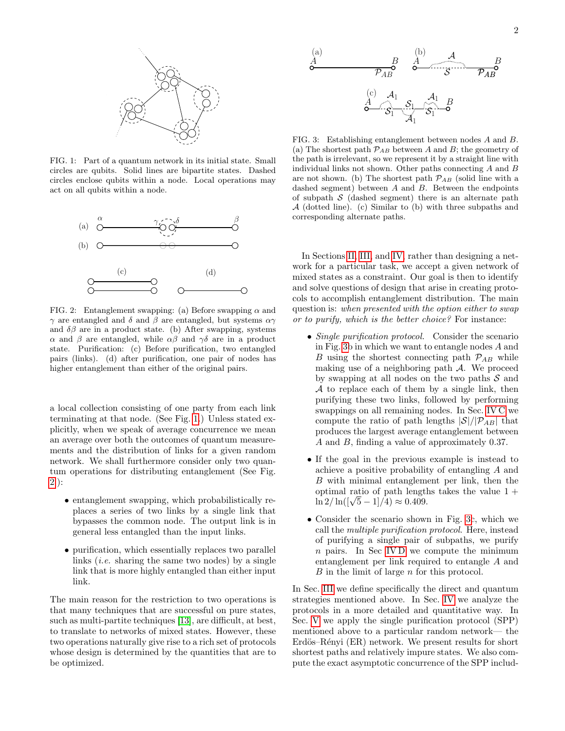FIG. 1: Part of a quantum network in its initial state. Small circles are qubits. Solid lines are bipartite states. Dashed circles enclose qubits within a node. Local operations may act on all qubits within a node.

FIG. 2: Entanglement swapping: (a) Before swapping $\alpha$ and $\gamma$ are entangled and $\delta$ and $\beta$ are entangled, but systems $\alpha\gamma$ and $\delta\beta$ are in a product state. (b) After swapping, systems $\alpha$ and $\beta$ are entangled, while $\alpha\beta$ and $\gamma\delta$ are in a product state. Purification: (c) Before purification, two entangled pairs (links). (d) after purification, one pair of nodes has higher entanglement than either of the original pairs.

a local collection consisting of one party from each link terminating at that node. (See Fig. 1.) Unless stated explicitly, when we speak of average concurrence we mean an average over both the outcomes of quantum measurements and the distribution of links for a given random network. We shall furthermore consider only two quantum operations for distributing entanglement (See Fig. 2):

- entanglement swapping, which probabilistically replaces a series of two links by a single link that bypasses the common node. The output link is in general less entangled than the input links.
- purification, which essentially replaces two parallel links (*i.e.* sharing the same two nodes) by a single link that is more highly entangled than either input link.

The main reason for the restriction to two operations is that many techniques that are successful on pure states, such as multi-partite techniques [13], are difficult, at best, to translate to networks of mixed states. However, these two operations naturally give rise to a rich set of protocols whose design is determined by the quantities that are to be optimized.

FIG. 3: Establishing entanglement between nodes $A$ and $B$. (a) The shortest path $\mathcal{P}_{AB}$ between $A$ and $B$; the geometry of the path is irrelevant, so we represent it by a straight line with individual links not shown. Other paths connecting $A$ and $B$ are not shown. (b) The shortest path $\mathcal{P}_{AB}$ (solid line with a dashed segment) between $A$ and $B$. Between the endpoints of subpath $\mathcal{S}$ (dashed segment) there is an alternate path $\mathcal{A}$ (dotted line). (c) Similar to (b) with three subpaths and corresponding alternate paths.

In Sections II, III, and IV, rather than designing a network for a particular task, we accept a given network of mixed states as a constraint. Our goal is then to identify and solve questions of design that arise in creating protocols to accomplish entanglement distribution. The main question is: *when presented with the option either to swap or to purify, which is the better choice?* For instance:

- *Single purification protocol.* Consider the scenario in Fig. 3b in which we want to entangle nodes $A$ and $B$ using the shortest connecting path $\mathcal{P}_{AB}$ while making use of a neighboring path $\mathcal{A}$. We proceed by swapping at all nodes on the two paths $\mathcal{S}$ and $\mathcal{A}$ to replace each of them by a single link, then purifying these two links, followed by performing swappings on all remaining nodes. In Sec. IV C we compute the ratio of path lengths $|\mathcal{S}|/|\mathcal{P}_{AB}|$ that produces the largest average entanglement between $A$ and $B$, finding a value of approximately 0.37.
- If the goal in the previous example is instead to achieve a positive probability of entangling $A$ and $B$ with minimal entanglement per link, then the optimal ratio of path lengths takes the value $1 + \ln 2/\ln([\sqrt{5}-1]/4) \approx 0.409$.
- Consider the scenario shown in Fig. 3c, which we call the *multiple purification protocol*. Here, instead of purifying a single pair of subpaths, we purify $n$ pairs. In Sec IV D we compute the minimum entanglement per link required to entangle $A$ and $B$ in the limit of large $n$ for this protocol.

In Sec. III we define specifically the direct and quantum strategies mentioned above. In Sec. IV we analyze the protocols in a more detailed and quantitative way. In Sec. V we apply the single purification protocol (SPP) mentioned above to a particular random network— the Erdös–Rényi (ER) network. We present results for short shortest paths and relatively impure states. We also compute the exact asymptotic concurrence of the SPP includ-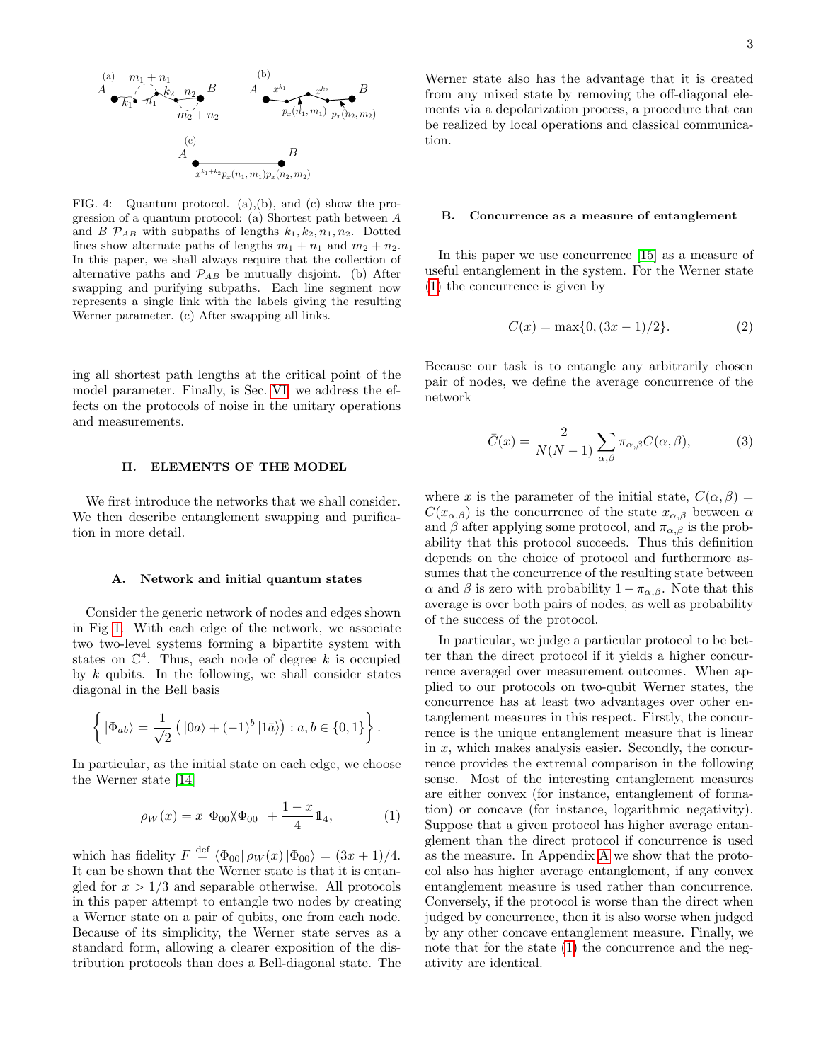FIG. 4: Quantum protocol. (a),(b), and (c) show the progression of a quantum protocol: (a) Shortest path between $A$ and $B$ $\mathcal{P}_{AB}$ with subpaths of lengths $k_1, k_2, n_1, n_2$. Dotted lines show alternate paths of lengths $m_1 + n_1$ and $m_2 + n_2$. In this paper, we shall always require that the collection of alternative paths and $\mathcal{P}_{AB}$ be mutually disjoint. (b) After swapping and purifying subpaths. Each line segment now represents a single link with the labels giving the resulting Werner parameter. (c) After swapping all links.

ing all shortest path lengths at the critical point of the model parameter. Finally, is Sec. VI, we address the effects on the protocols of noise in the unitary operations and measurements.

## II. ELEMENTS OF THE MODEL

We first introduce the networks that we shall consider. We then describe entanglement swapping and purification in more detail.

### A. Network and initial quantum states

Consider the generic network of nodes and edges shown in Fig 1. With each edge of the network, we associate two two-level systems forming a bipartite system with states on $\mathbb{C}^4$. Thus, each node of degree $k$ is occupied by $k$ qubits. In the following, we shall consider states diagonal in the Bell basis

$$\left\{ |\Phi_{ab}\rangle = \frac{1}{\sqrt{2}} \left( |0a\rangle + (-1)^b |1\bar{a}\rangle \right) : a, b \in \{0,1\} \right\}.$$

In particular, as the initial state on each edge, we choose the Werner state [14]

$$\rho_W(x) = x \, |\Phi_{00}\rangle\langle\Phi_{00}| + \frac{1-x}{4} \mathbb{1}_4, \tag{1}$$

which has fidelity $F \stackrel{\text{def}}{=} \langle\Phi_{00}| \, \rho_W(x) \, |\Phi_{00}\rangle = (3x+1)/4$. It can be shown that the Werner state is that it is entangled for $x > 1/3$ and separable otherwise. All protocols in this paper attempt to entangle two nodes by creating a Werner state on a pair of qubits, one from each node. Because of its simplicity, the Werner state serves as a standard form, allowing a clearer exposition of the distribution protocols than does a Bell-diagonal state. The Werner state also has the advantage that it is created from any mixed state by removing the off-diagonal elements via a depolarization process, a procedure that can be realized by local operations and classical communication.

### B. Concurrence as a measure of entanglement

In this paper we use concurrence [15] as a measure of useful entanglement in the system. For the Werner state (1) the concurrence is given by

$$C(x) = \max\{0, (3x-1)/2\}. \tag{2}$$

Because our task is to entangle any arbitrarily chosen pair of nodes, we define the average concurrence of the network

$$\bar{C}(x) = \frac{2}{N(N-1)} \sum_{\alpha,\beta} \pi_{\alpha,\beta} C(\alpha,\beta), \tag{3}$$

where $x$ is the parameter of the initial state, $C(\alpha,\beta) = C(x_{\alpha,\beta})$ is the concurrence of the state $x_{\alpha,\beta}$ between $\alpha$ and $\beta$ after applying some protocol, and $\pi_{\alpha,\beta}$ is the probability that this protocol succeeds. Thus this definition depends on the choice of protocol and furthermore assumes that the concurrence of the resulting state between $\alpha$ and $\beta$ is zero with probability $1 - \pi_{\alpha,\beta}$. Note that this average is over both pairs of nodes, as well as probability of the success of the protocol.

In particular, we judge a particular protocol to be better than the direct protocol if it yields a higher concurrence averaged over measurement outcomes. When applied to our protocols on two-qubit Werner states, the concurrence has at least two advantages over other entanglement measures in this respect. Firstly, the concurrence is the unique entanglement measure that is linear in $x$, which makes analysis easier. Secondly, the concurrence provides the extremal comparison in the following sense. Most of the interesting entanglement measures are either convex (for instance, entanglement of formation) or concave (for instance, logarithmic negativity). Suppose that a given protocol has higher average entanglement than the direct protocol if concurrence is used as the measure. In Appendix A we show that the protocol also has higher average entanglement, if any convex entanglement measure is used rather than concurrence. Conversely, if the protocol is worse than the direct when judged by concurrence, then it is also worse when judged by any other concave entanglement measure. Finally, we note that for the state (1) the concurrence and the negativity are identical.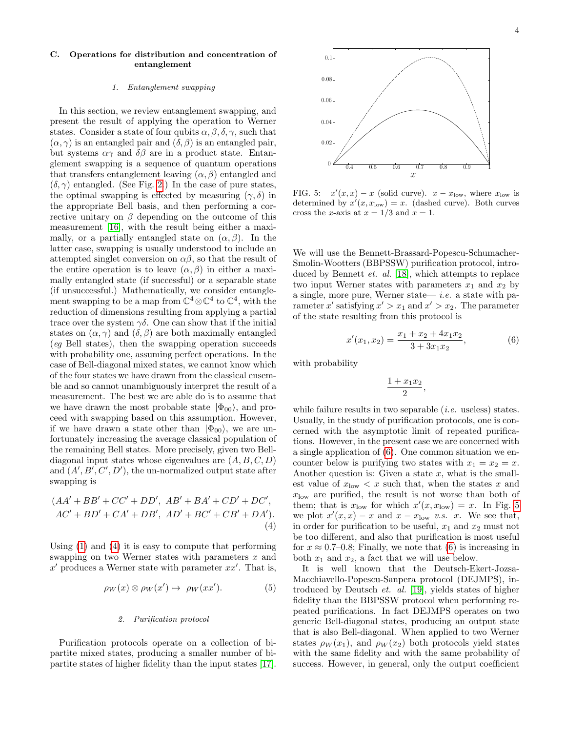### C. Operations for distribution and concentration of entanglement

#### 1. Entanglement swapping

In this section, we review entanglement swapping, and present the result of applying the operation to Werner states. Consider a state of four qubits $\alpha, \beta, \delta, \gamma$, such that $(\alpha, \gamma)$ is an entangled pair and $(\delta, \beta)$ is an entangled pair, but systems $\alpha\gamma$ and $\delta\beta$ are in a product state. Entanglement swapping is a sequence of quantum operations that transfers entanglement leaving $(\alpha, \beta)$ entangled and $(\delta, \gamma)$ entangled. (See Fig. 2.) In the case of pure states, the optimal swapping is effected by measuring $(\gamma, \delta)$ in the appropriate Bell basis, and then performing a corrective unitary on $\beta$ depending on the outcome of this measurement [16], with the result being either a maximally, or a partially entangled state on $(\alpha, \beta)$. In the latter case, swapping is usually understood to include an attempted singlet conversion on $\alpha\beta$, so that the result of the entire operation is to leave $(\alpha, \beta)$ in either a maximally entangled state (if successful) or a separable state (if unsuccessful.) Mathematically, we consider entanglement swapping to be a map from $\mathbb{C}^4 \otimes \mathbb{C}^4$ to $\mathbb{C}^4$, with the reduction of dimensions resulting from applying a partial trace over the system $\gamma\delta$. One can show that if the initial states on $(\alpha, \gamma)$ and $(\delta, \beta)$ are both maximally entangled (*eg* Bell states), then the swapping operation succeeds with probability one, assuming perfect operations. In the case of Bell-diagonal mixed states, we cannot know which of the four states we have drawn from the classical ensemble and so cannot unambiguously interpret the result of a measurement. The best we are able do is to assume that we have drawn the most probable state $|\Phi_{00}\rangle$, and proceed with swapping based on this assumption. However, if we have drawn a state other than $|\Phi_{00}\rangle$, we are unfortunately increasing the average classical population of the remaining Bell states. More precisely, given two Bell-diagonal input states whose eigenvalues are $(A, B, C, D)$ and $(A', B', C', D')$, the un-normalized output state after swapping is

$$(AA' + BB' + CC' + DD',\ AB' + BA' + CD' + DC',\\ AC' + BD' + CA' + DB',\ AD' + BC' + CB' + DA'). \tag{4}$$

Using (1) and (4) it is easy to compute that performing swapping on two Werner states with parameters $x$ and $x'$ produces a Werner state with parameter $xx'$. That is,

$$\rho_W(x) \otimes \rho_W(x') \mapsto \ \rho_W(xx'). \tag{5}$$

#### 2. Purification protocol

Purification protocols operate on a collection of bipartite mixed states, producing a smaller number of bipartite states of higher fidelity than the input states [17].

FIG. 5: $x'(x, x) - x$ (solid curve). $x - x_{\text{low}}$, where $x_{\text{low}}$ is determined by $x'(x, x_{\text{low}}) = x$. (dashed curve). Both curves cross the $x$-axis at $x = 1/3$ and $x = 1$.

We will use the Bennett-Brassard-Popescu-Schumacher-Smolin-Wootters (BBPSSW) purification protocol, introduced by Bennett *et. al.* [18], which attempts to replace two input Werner states with parameters $x_1$ and $x_2$ by a single, more pure, Werner state— *i.e.* a state with parameter $x'$ satisfying $x' > x_1$ and $x' > x_2$. The parameter of the state resulting from this protocol is

$$x'(x_1, x_2) = \frac{x_1 + x_2 + 4x_1x_2}{3 + 3x_1x_2}, \tag{6}$$

with probability

$$\frac{1 + x_1x_2}{2},$$

while failure results in two separable (*i.e.* useless) states. Usually, in the study of purification protocols, one is concerned with the asymptotic limit of repeated purifications. However, in the present case we are concerned with a single application of (6). One common situation we encounter below is purifying two states with $x_1 = x_2 = x$. Another question is: Given a state $x$, what is the smallest value of $x_{\text{low}} < x$ such that, when the states $x$ and $x_{\text{low}}$ are purified, the result is not worse than both of them; that is $x_{\text{low}}$ for which $x'(x, x_{\text{low}}) = x$. In Fig. 5 we plot $x'(x, x) - x$ and $x - x_{\text{low}}$ *v.s.* $x$. We see that, in order for purification to be useful, $x_1$ and $x_2$ must not be too different, and also that purification is most useful for $x \approx 0.7$–$0.8$; Finally, we note that (6) is increasing in both $x_1$ and $x_2$, a fact that we will use below.

It is well known that the Deutsch-Ekert-Jozsa-Macchiavello-Popescu-Sanpera protocol (DEJMPS), introduced by Deutsch *et. al.* [19], yields states of higher fidelity than the BBPSSW protocol when performing repeated purifications. In fact DEJMPS operates on two generic Bell-diagonal states, producing an output state that is also Bell-diagonal. When applied to two Werner states $\rho_W(x_1)$, and $\rho_W(x_2)$ both protocols yield states with the same fidelity and with the same probability of success. However, in general, only the output coefficient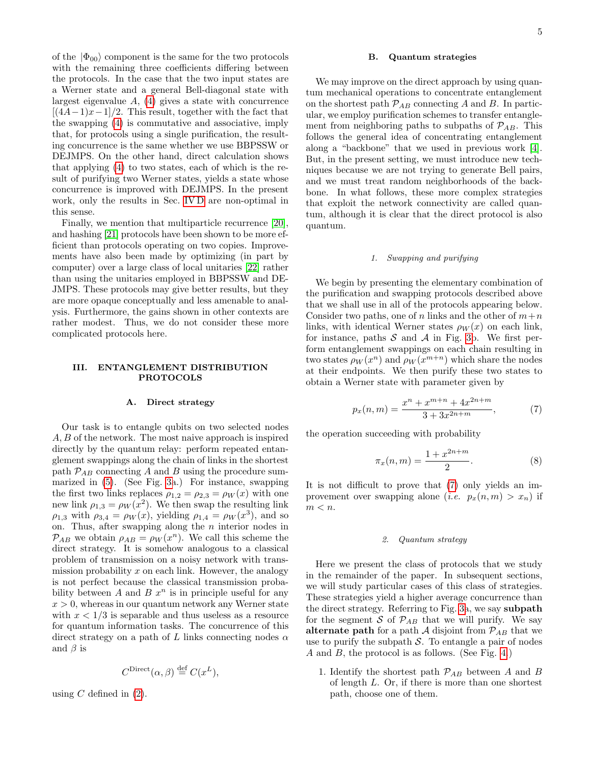of the $|\Phi_{00}\rangle$ component is the same for the two protocols with the remaining three coefficients differing between the protocols. In the case that the two input states are a Werner state and a general Bell-diagonal state with largest eigenvalue $A$, (4) gives a state with concurrence $[(4A-1)x-1]/2$. This result, together with the fact that the swapping (4) is commutative and associative, imply that, for protocols using a single purification, the resulting concurrence is the same whether we use BBPSSW or DEJMPS. On the other hand, direct calculation shows that applying (4) to two states, each of which is the result of purifying two Werner states, yields a state whose concurrence is improved with DEJMPS. In the present work, only the results in Sec. IV D are non-optimal in this sense.

Finally, we mention that multiparticle recurrence [20], and hashing [21] protocols have been shown to be more efficient than protocols operating on two copies. Improvements have also been made by optimizing (in part by computer) over a large class of local unitaries [22] rather than using the unitaries employed in BBPSSW and DEJMPS. These protocols may give better results, but they are more opaque conceptually and less amenable to analysis. Furthermore, the gains shown in other contexts are rather modest. Thus, we do not consider these more complicated protocols here.

## III. ENTANGLEMENT DISTRIBUTION PROTOCOLS

### A. Direct strategy

Our task is to entangle qubits on two selected nodes $A, B$ of the network. The most naive approach is inspired directly by the quantum relay: perform repeated entanglement swappings along the chain of links in the shortest path $\mathcal{P}_{AB}$ connecting $A$ and $B$ using the procedure summarized in (5). (See Fig. 3a.) For instance, swapping the first two links replaces $\rho_{1,2} = \rho_{2,3} = \rho_W(x)$ with one new link $\rho_{1,3} = \rho_W(x^2)$. We then swap the resulting link $\rho_{1,3}$ with $\rho_{3,4} = \rho_W(x)$, yielding $\rho_{1,4} = \rho_W(x^3)$, and so on. Thus, after swapping along the $n$ interior nodes in $\mathcal{P}_{AB}$ we obtain $\rho_{AB} = \rho_W(x^n)$. We call this scheme the direct strategy. It is somehow analogous to a classical problem of transmission on a noisy network with transmission probability $x$ on each link. However, the analogy is not perfect because the classical transmission probability between $A$ and $B$ $x^n$ is in principle useful for any $x > 0$, whereas in our quantum network any Werner state with $x < 1/3$ is separable and thus useless as a resource for quantum information tasks. The concurrence of this direct strategy on a path of $L$ links connecting nodes $\alpha$ and $\beta$ is

$$C^{\text{Direct}}(\alpha, \beta) \stackrel{\text{def}}{=} C(x^L),$$

using $C$ defined in (2).

### B. Quantum strategies

We may improve on the direct approach by using quantum mechanical operations to concentrate entanglement on the shortest path $\mathcal{P}_{AB}$ connecting $A$ and $B$. In particular, we employ purification schemes to transfer entanglement from neighboring paths to subpaths of $\mathcal{P}_{AB}$. This follows the general idea of concentrating entanglement along a "backbone" that we used in previous work [4]. But, in the present setting, we must introduce new techniques because we are not trying to generate Bell pairs, and we must treat random neighborhoods of the backbone. In what follows, these more complex strategies that exploit the network connectivity are called quantum, although it is clear that the direct protocol is also quantum.

#### 1. Swapping and purifying

We begin by presenting the elementary combination of the purification and swapping protocols described above that we shall use in all of the protocols appearing below. Consider two paths, one of $n$ links and the other of $m+n$ links, with identical Werner states $\rho_W(x)$ on each link, for instance, paths $\mathcal{S}$ and $\mathcal{A}$ in Fig. 3b. We first perform entanglement swappings on each chain resulting in two states $\rho_W(x^n)$ and $\rho_W(x^{m+n})$ which share the nodes at their endpoints. We then purify these two states to obtain a Werner state with parameter given by

$$p_x(n, m) = \frac{x^n + x^{m+n} + 4x^{2n+m}}{3 + 3x^{2n+m}}, \tag{7}$$

the operation succeeding with probability

$$\pi_x(n, m) = \frac{1 + x^{2n+m}}{2}. \tag{8}$$

It is not difficult to prove that (7) only yields an improvement over swapping alone (*i.e.* $p_x(n, m) > x_n$) if $m < n$.

#### 2. Quantum strategy

Here we present the class of protocols that we study in the remainder of the paper. In subsequent sections, we will study particular cases of this class of strategies. These strategies yield a higher average concurrence than the direct strategy. Referring to Fig. 3a, we say **subpath** for the segment $\mathcal{S}$ of $\mathcal{P}_{AB}$ that we will purify. We say **alternate path** for a path $\mathcal{A}$ disjoint from $\mathcal{P}_{AB}$ that we use to purify the subpath $\mathcal{S}$. To entangle a pair of nodes $A$ and $B$, the protocol is as follows. (See Fig. 4.)

1. Identify the shortest path $\mathcal{P}_{AB}$ between $A$ and $B$ of length $L$. Or, if there is more than one shortest path, choose one of them.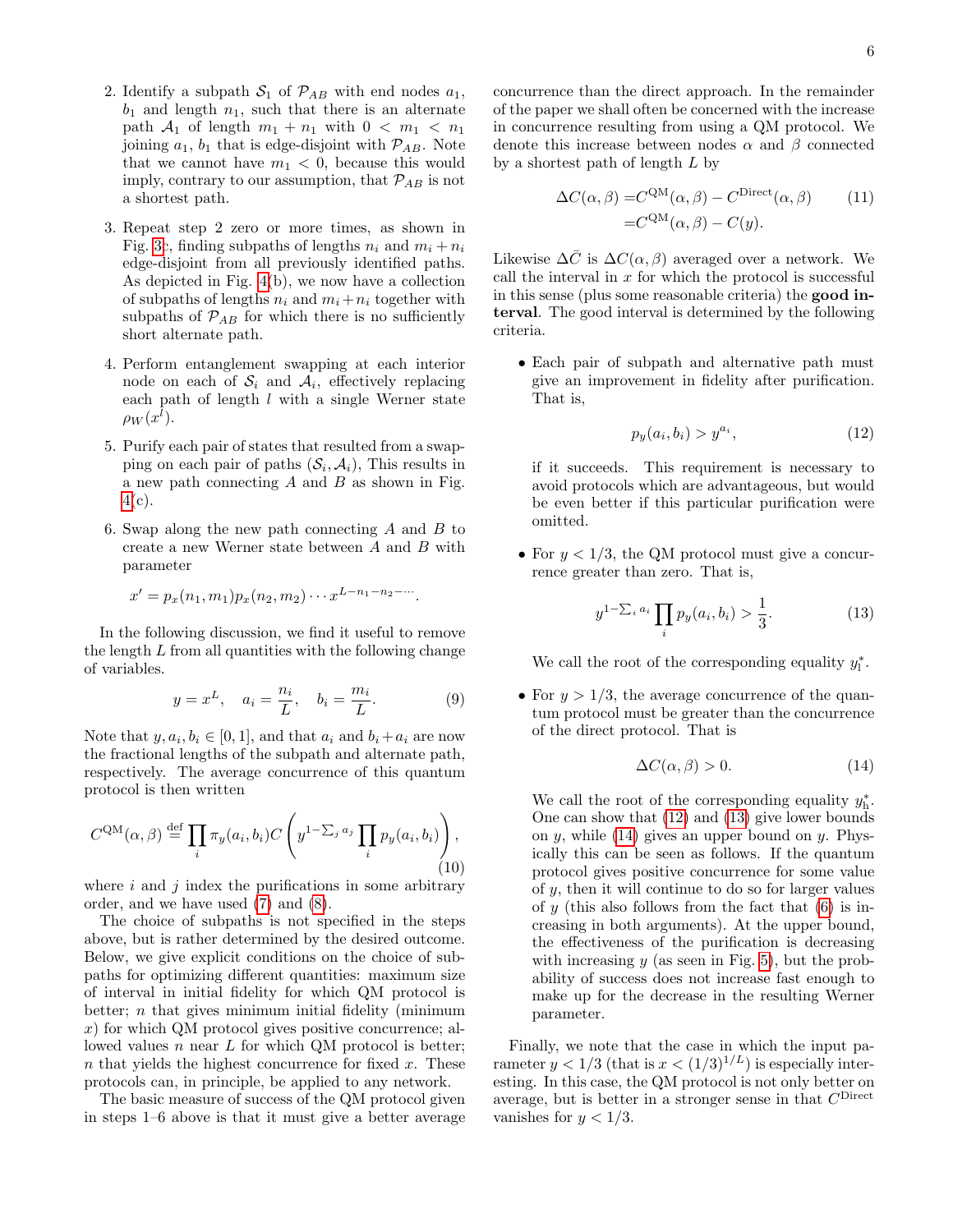2. Identify a subpath $\mathcal{S}_1$ of $\mathcal{P}_{AB}$ with end nodes $a_1$, $b_1$ and length $n_1$, such that there is an alternate path $\mathcal{A}_1$ of length $m_1 + n_1$ with $0 < m_1 < n_1$ joining $a_1$, $b_1$ that is edge-disjoint with $\mathcal{P}_{AB}$. Note that we cannot have $m_1 < 0$, because this would imply, contrary to our assumption, that $\mathcal{P}_{AB}$ is not a shortest path.

3. Repeat step 2 zero or more times, as shown in Fig. 3c, finding subpaths of lengths $n_i$ and $m_i + n_i$ edge-disjoint from all previously identified paths. As depicted in Fig. 4(b), we now have a collection of subpaths of lengths $n_i$ and $m_i + n_i$ together with subpaths of $\mathcal{P}_{AB}$ for which there is no sufficiently short alternate path.

4. Perform entanglement swapping at each interior node on each of $\mathcal{S}_i$ and $\mathcal{A}_i$, effectively replacing each path of length $l$ with a single Werner state $\rho_W(x^l)$.

5. Purify each pair of states that resulted from a swapping on each pair of paths $(\mathcal{S}_i, \mathcal{A}_i)$, This results in a new path connecting $A$ and $B$ as shown in Fig. 4(c).

6. Swap along the new path connecting $A$ and $B$ to create a new Werner state between $A$ and $B$ with parameter

$$x' = p_x(n_1, m_1)p_x(n_2, m_2)\cdots x^{L-n_1-n_2-\cdots}.$$

In the following discussion, we find it useful to remove the length $L$ from all quantities with the following change of variables.

$$y = x^L, \quad a_i = \frac{n_i}{L}, \quad b_i = \frac{m_i}{L}. \tag{9}$$

Note that $y, a_i, b_i \in [0, 1]$, and that $a_i$ and $b_i + a_i$ are now the fractional lengths of the subpath and alternate path, respectively. The average concurrence of this quantum protocol is then written

$$C^{\mathrm{QM}}(\alpha, \beta) \stackrel{\mathrm{def}}{=} \prod_i \pi_y(a_i, b_i) C\left(y^{1-\sum_j a_j} \prod_i p_y(a_i, b_i)\right), \tag{10}$$

where $i$ and $j$ index the purifications in some arbitrary order, and we have used (7) and (8).

The choice of subpaths is not specified in the steps above, but is rather determined by the desired outcome. Below, we give explicit conditions on the choice of subpaths for optimizing different quantities: maximum size of interval in initial fidelity for which QM protocol is better; $n$ that gives minimum initial fidelity (minimum $x$) for which QM protocol gives positive concurrence; allowed values $n$ near $L$ for which QM protocol is better; $n$ that yields the highest concurrence for fixed $x$. These protocols can, in principle, be applied to any network.

The basic measure of success of the QM protocol given in steps 1–6 above is that it must give a better average concurrence than the direct approach. In the remainder of the paper we shall often be concerned with the increase in concurrence resulting from using a QM protocol. We denote this increase between nodes $\alpha$ and $\beta$ connected by a shortest path of length $L$ by

$$\begin{aligned} \Delta C(\alpha, \beta) =& C^{\mathrm{QM}}(\alpha, \beta) - C^{\mathrm{Direct}}(\alpha, \beta) \\ =& C^{\mathrm{QM}}(\alpha, \beta) - C(y). \end{aligned} \tag{11}$$

Likewise $\Delta\bar{C}$ is $\Delta C(\alpha, \beta)$ averaged over a network. We call the interval in $x$ for which the protocol is successful in this sense (plus some reasonable criteria) the **good interval**. The good interval is determined by the following criteria.

- Each pair of subpath and alternative path must give an improvement in fidelity after purification. That is,

$$p_y(a_i, b_i) > y^{a_i}, \tag{12}$$

  if it succeeds. This requirement is necessary to avoid protocols which are advantageous, but would be even better if this particular purification were omitted.

- For $y < 1/3$, the QM protocol must give a concurrence greater than zero. That is,

$$y^{1-\sum_i a_i} \prod_i p_y(a_i, b_i) > \frac{1}{3}. \tag{13}$$

  We call the root of the corresponding equality $y^*_{\mathrm{l}}$.

- For $y > 1/3$, the average concurrence of the quantum protocol must be greater than the concurrence of the direct protocol. That is

$$\Delta C(\alpha, \beta) > 0. \tag{14}$$

  We call the root of the corresponding equality $y^*_{\mathrm{h}}$. One can show that (12) and (13) give lower bounds on $y$, while (14) gives an upper bound on $y$. Physically this can be seen as follows. If the quantum protocol gives positive concurrence for some value of $y$, then it will continue to do so for larger values of $y$ (this also follows from the fact that (6) is increasing in both arguments). At the upper bound, the effectiveness of the purification is decreasing with increasing $y$ (as seen in Fig. 5), but the probability of success does not increase fast enough to make up for the decrease in the resulting Werner parameter.

Finally, we note that the case in which the input parameter $y < 1/3$ (that is $x < (1/3)^{1/L}$) is especially interesting. In this case, the QM protocol is not only better on average, but is better in a stronger sense in that $C^{\mathrm{Direct}}$ vanishes for $y < 1/3$.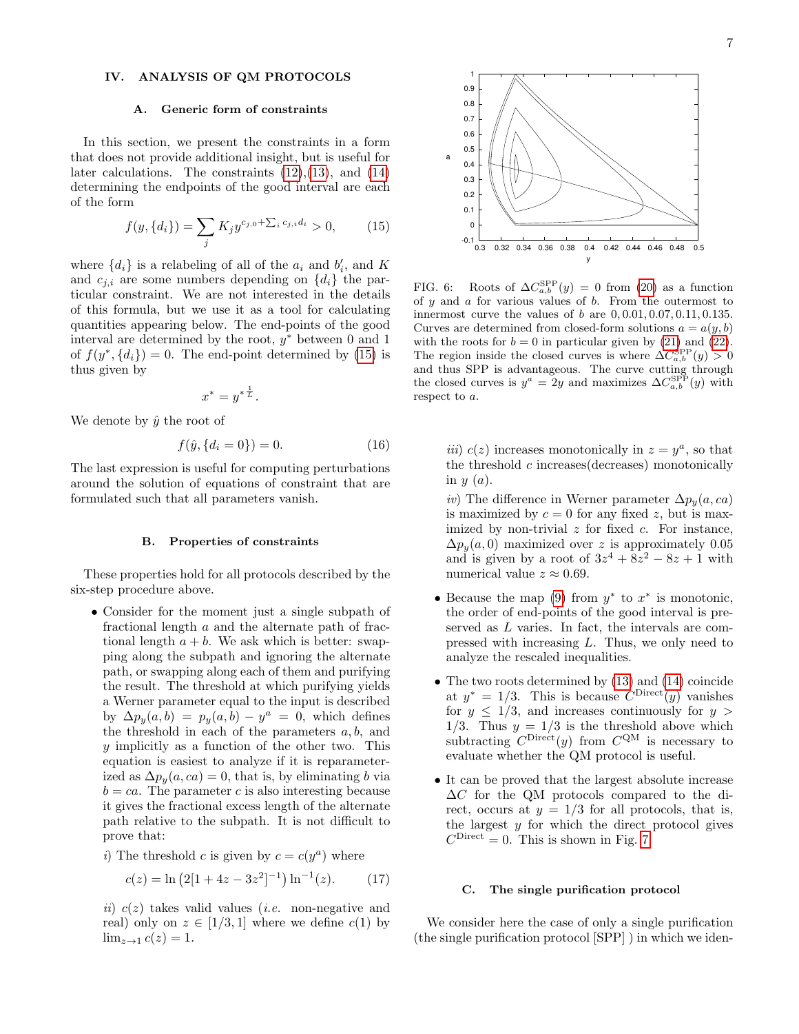## IV. ANALYSIS OF QM PROTOCOLS

### A. Generic form of constraints

In this section, we present the constraints in a form that does not provide additional insight, but is useful for later calculations. The constraints (12),(13), and (14) determining the endpoints of the good interval are each of the form

$$f(y, \{d_i\}) = \sum_j K_j y^{c_{j,0} + \sum_i c_{j,i} d_i} > 0, \qquad (15)$$

where $\{d_i\}$ is a relabeling of all of the $a_i$ and $b_i'$, and $K$ and $c_{j,i}$ are some numbers depending on $\{d_i\}$ the particular constraint. We are not interested in the details of this formula, but we use it as a tool for calculating quantities appearing below. The end-points of the good interval are determined by the root, $y^*$ between 0 and 1 of $f(y^*, \{d_i\}) = 0$. The end-point determined by (15) is thus given by

$$x^* = {y^*}^{\frac{1}{L}}.$$

We denote by $\hat{y}$ the root of

$$f(\hat{y}, \{d_i = 0\}) = 0. \qquad (16)$$

The last expression is useful for computing perturbations around the solution of equations of constraint that are formulated such that all parameters vanish.

### B. Properties of constraints

These properties hold for all protocols described by the six-step procedure above.

- Consider for the moment just a single subpath of fractional length $a$ and the alternate path of fractional length $a + b$. We ask which is better: swapping along the subpath and ignoring the alternate path, or swapping along each of them and purifying the result. The threshold at which purifying yields a Werner parameter equal to the input is described by $\Delta p_y(a, b) = p_y(a, b) - y^a = 0$, which defines the threshold in each of the parameters $a, b$, and $y$ implicitly as a function of the other two. This equation is easiest to analyze if it is reparameterized as $\Delta p_y(a, ca) = 0$, that is, by eliminating $b$ via $b = ca$. The parameter $c$ is also interesting because it gives the fractional excess length of the alternate path relative to the subpath. It is not difficult to prove that:

  *i)* The threshold $c$ is given by $c = c(y^a)$ where

  $$c(z) = \ln\left(2[1 + 4z - 3z^2]^{-1}\right) \ln^{-1}(z). \qquad (17)$$

  *ii)* $c(z)$ takes valid values (*i.e.* non-negative and real) only on $z \in [1/3, 1]$ where we define $c(1)$ by $\lim_{z \to 1} c(z) = 1$.

  *iii)* $c(z)$ increases monotonically in $z = y^a$, so that the threshold $c$ increases(decreases) monotonically in $y$ ($a$).

  *iv)* The difference in Werner parameter $\Delta p_y(a, ca)$ is maximized by $c = 0$ for any fixed $z$, but is maximized by non-trivial $z$ for fixed $c$. For instance, $\Delta p_y(a, 0)$ maximized over $z$ is approximately 0.05 and is given by a root of $3z^4 + 8z^2 - 8z + 1$ with numerical value $z \approx 0.69$.

- Because the map (9) from $y^*$ to $x^*$ is monotonic, the order of end-points of the good interval is preserved as $L$ varies. In fact, the intervals are compressed with increasing $L$. Thus, we only need to analyze the rescaled inequalities.

- The two roots determined by (13) and (14) coincide at $y^* = 1/3$. This is because $C^{\text{Direct}}(y)$ vanishes for $y \leq 1/3$, and increases continuously for $y > 1/3$. Thus $y = 1/3$ is the threshold above which subtracting $C^{\text{Direct}}(y)$ from $C^{\text{QM}}$ is necessary to evaluate whether the QM protocol is useful.

- It can be proved that the largest absolute increase $\Delta C$ for the QM protocols compared to the direct, occurs at $y = 1/3$ for all protocols, that is, the largest $y$ for which the direct protocol gives $C^{\text{Direct}} = 0$. This is shown in Fig. 7.

FIG. 6: Roots of $\Delta C^{\text{SPP}}_{a,b}(y) = 0$ from (20) as a function of $y$ and $a$ for various values of $b$. From the outermost to innermost curve the values of $b$ are $0, 0.01, 0.07, 0.11, 0.135$. Curves are determined from closed-form solutions $a = a(y, b)$ with the roots for $b = 0$ in particular given by (21) and (22). The region inside the closed curves is where $\Delta C^{\text{SPP}}_{a,b}(y) > 0$ and thus SPP is advantageous. The curve cutting through the closed curves is $y^a = 2y$ and maximizes $\Delta C^{\text{SPP}}_{a,b}(y)$ with respect to $a$.

### C. The single purification protocol

We consider here the case of only a single purification (the single purification protocol [SPP] ) in which we iden-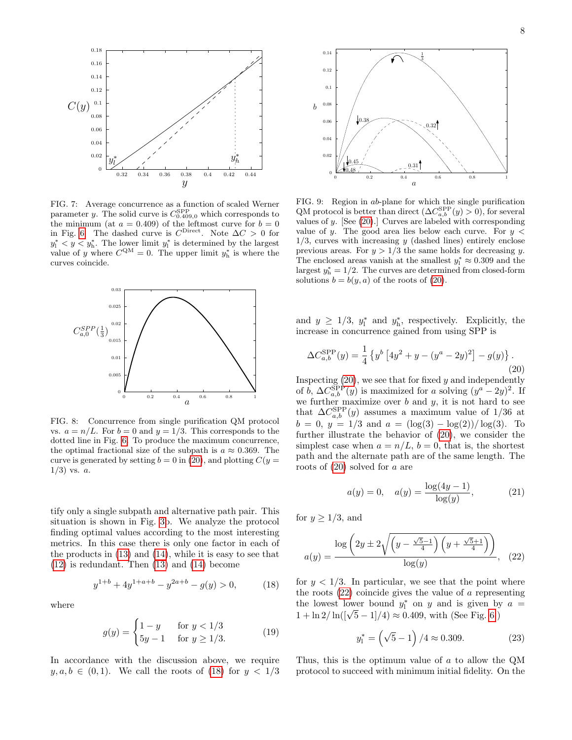FIG. 7: Average concurrence as a function of scaled Werner parameter $y$. The solid curve is $C^{\rm SPP}_{0.409,0}$ which corresponds to the minimum (at $a = 0.409$) of the leftmost curve for $b = 0$ in Fig. 6. The dashed curve is $C^{\rm Direct}$. Note $\Delta C > 0$ for $y^*_{\rm l} < y < y^*_{\rm h}$. The lower limit $y^*_{\rm l}$ is determined by the largest value of $y$ where $C^{\rm QM} = 0$. The upper limit $y^*_{\rm h}$ is where the curves coincide.

FIG. 8: Concurrence from single purification QM protocol vs. $a = n/L$. For $b = 0$ and $y = 1/3$. This corresponds to the dotted line in Fig. 6. To produce the maximum concurrence, the optimal fractional size of the subpath is $a \approx 0.369$. The curve is generated by setting $b = 0$ in (20), and plotting $C(y = 1/3)$ vs. $a$.

tify only a single subpath and alternative path pair. This situation is shown in Fig. 3b. We analyze the protocol finding optimal values according to the most interesting metrics. In this case there is only one factor in each of the products in (13) and (14), while it is easy to see that (12) is redundant. Then (13) and (14) become

$$y^{1+b} + 4y^{1+a+b} - y^{2a+b} - g(y) > 0, \tag{18}$$

where

$$g(y) = \begin{cases} 1 - y & \text{for } y < 1/3 \\ 5y - 1 & \text{for } y \geq 1/3. \end{cases} \tag{19}$$

In accordance with the discussion above, we require $y, a, b \in (0, 1)$. We call the roots of (18) for $y < 1/3$ and $y \geq 1/3$, $y^*_{\rm l}$ and $y^*_{\rm h}$, respectively. Explicitly, the increase in concurrence gained from using SPP is

$$\Delta C^{\rm SPP}_{a,b}(y) = \frac{1}{4}\left\{ y^b \left[ 4y^2 + y - (y^a - 2y)^2 \right] - g(y) \right\}. \tag{20}$$

FIG. 9: Region in $ab$-plane for which the single purification QM protocol is better than direct ($\Delta C^{\rm SPP}_{a,b}(y) > 0$), for several values of $y$. [See (20).] Curves are labeled with corresponding value of $y$. The good area lies below each curve. For $y < 1/3$, curves with increasing $y$ (dashed lines) entirely enclose previous areas. For $y > 1/3$ the same holds for decreasing $y$. The enclosed areas vanish at the smallest $y^*_{\rm l} \approx 0.309$ and the largest $y^*_{\rm h} = 1/2$. The curves are determined from closed-form solutions $b = b(y, a)$ of the roots of (20).

Inspecting (20), we see that for fixed $y$ and independently of $b$, $\Delta C^{\rm SPP}_{a,b}(y)$ is maximized for $a$ solving $(y^a - 2y)^2$. If we further maximize over $b$ and $y$, it is not hard to see that $\Delta C^{\rm SPP}_{a,b}(y)$ assumes a maximum value of 1/36 at $b = 0$, $y = 1/3$ and $a = (\log(3) - \log(2))/\log(3)$. To further illustrate the behavior of (20), we consider the simplest case when $a = n/L$, $b = 0$, that is, the shortest path and the alternate path are of the same length. The roots of (20) solved for $a$ are

$$a(y) = 0, \quad a(y) = \frac{\log(4y - 1)}{\log(y)}, \tag{21}$$

for $y \geq 1/3$, and

$$a(y) = \frac{\log\left(2y \pm 2\sqrt{\left(y - \frac{\sqrt{5}-1}{4}\right)\left(y + \frac{\sqrt{5}+1}{4}\right)}\right)}{\log(y)}, \tag{22}$$

for $y < 1/3$. In particular, we see that the point where the roots (22) coincide gives the value of $a$ representing the lowest lower bound $y^*_{\rm l}$ on $y$ and is given by $a = 1 + \ln 2/\ln([\sqrt{5} - 1]/4) \approx 0.409$, with (See Fig. 6)

$$y^*_{\rm l} = \left(\sqrt{5} - 1\right)/4 \approx 0.309. \tag{23}$$

Thus, this is the optimum value of $a$ to allow the QM protocol to succeed with minimum initial fidelity. On the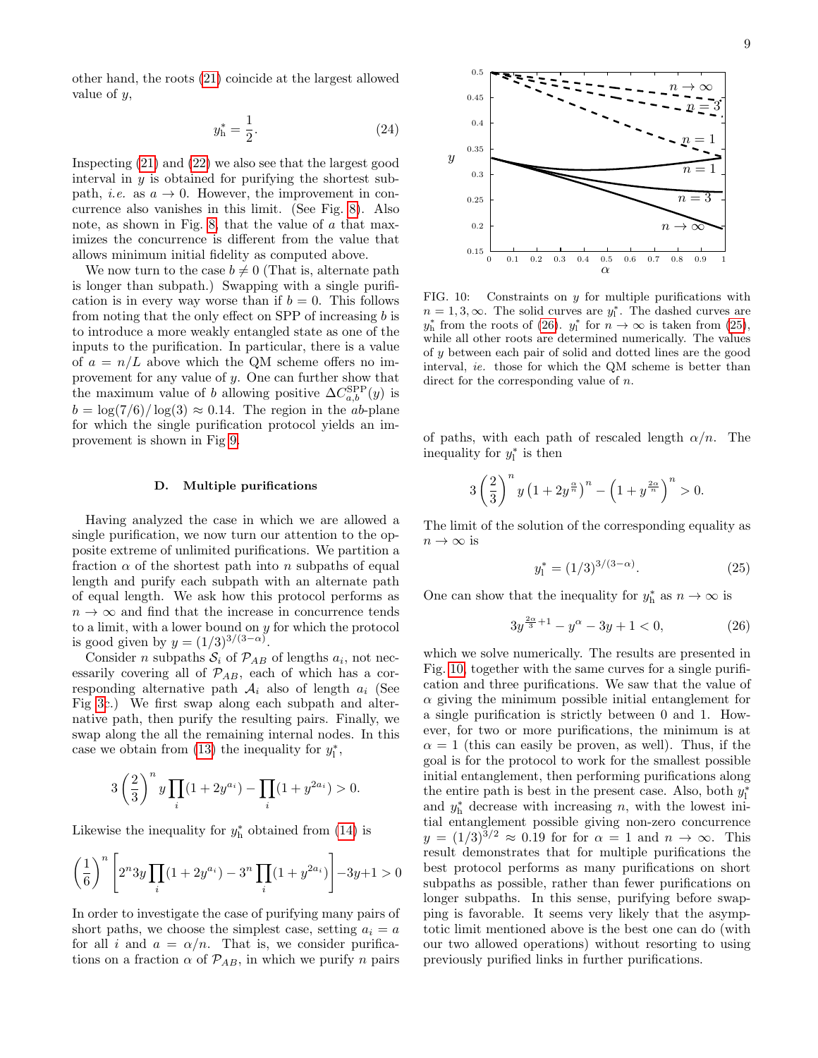other hand, the roots (21) coincide at the largest allowed value of $y$,

$$y^*_{\rm h} = \frac{1}{2}. \tag{24}$$

Inspecting (21) and (22) we also see that the largest good interval in $y$ is obtained for purifying the shortest subpath, *i.e.* as $a \to 0$. However, the improvement in concurrence also vanishes in this limit. (See Fig. 8). Also note, as shown in Fig. 8, that the value of $a$ that maximizes the concurrence is different from the value that allows minimum initial fidelity as computed above.

We now turn to the case $b \neq 0$ (That is, alternate path is longer than subpath.) Swapping with a single purification is in every way worse than if $b = 0$. This follows from noting that the only effect on SPP of increasing $b$ is to introduce a more weakly entangled state as one of the inputs to the purification. In particular, there is a value of $a = n/L$ above which the QM scheme offers no improvement for any value of $y$. One can further show that the maximum value of $b$ allowing positive $\Delta C^{\rm SPP}_{a,b}(y)$ is $b = \log(7/6)/\log(3) \approx 0.14$. The region in the $ab$-plane for which the single purification protocol yields an improvement is shown in Fig 9.

### D. Multiple purifications

Having analyzed the case in which we are allowed a single purification, we now turn our attention to the opposite extreme of unlimited purifications. We partition a fraction $\alpha$ of the shortest path into $n$ subpaths of equal length and purify each subpath with an alternate path of equal length. We ask how this protocol performs as $n \to \infty$ and find that the increase in concurrence tends to a limit, with a lower bound on $y$ for which the protocol is good given by $y = (1/3)^{3/(3-\alpha)}$.

Consider $n$ subpaths $\mathcal{S}_i$ of $\mathcal{P}_{AB}$ of lengths $a_i$, not necessarily covering all of $\mathcal{P}_{AB}$, each of which has a corresponding alternative path $\mathcal{A}_i$ also of length $a_i$ (See Fig 3c.) We first swap along each subpath and alternative path, then purify the resulting pairs. Finally, we swap along the all the remaining internal nodes. In this case we obtain from (13) the inequality for $y^*_{\rm l}$,

$$3\left(\frac{2}{3}\right)^n y \prod_i (1+2y^{a_i}) - \prod_i (1+y^{2a_i}) > 0.$$

Likewise the inequality for $y^*_{\rm h}$ obtained from (14) is

$$\left(\frac{1}{6}\right)^n \left[2^n 3y \prod_i (1+2y^{a_i}) - 3^n \prod_i (1+y^{2a_i})\right] - 3y + 1 > 0$$

In order to investigate the case of purifying many pairs of short paths, we choose the simplest case, setting $a_i = a$ for all $i$ and $a = \alpha/n$. That is, we consider purifications on a fraction $\alpha$ of $\mathcal{P}_{AB}$, in which we purify $n$ pairs of paths, with each path of rescaled length $\alpha/n$. The inequality for $y^*_{\rm l}$ is then

$$3\left(\frac{2}{3}\right)^n y \left(1+2y^{\frac{\alpha}{n}}\right)^n - \left(1+y^{\frac{2\alpha}{n}}\right)^n > 0.$$

The limit of the solution of the corresponding equality as $n \to \infty$ is

$$y^*_{\rm l} = (1/3)^{3/(3-\alpha)}. \tag{25}$$

One can show that the inequality for $y^*_{\rm h}$ as $n \to \infty$ is

$$3y^{\frac{2\alpha}{3}+1} - y^{\alpha} - 3y + 1 < 0, \tag{26}$$

which we solve numerically. The results are presented in Fig. 10, together with the same curves for a single purification and three purifications. We saw that the value of $\alpha$ giving the minimum possible initial entanglement for a single purification is strictly between 0 and 1. However, for two or more purifications, the minimum is at $\alpha = 1$ (this can easily be proven, as well). Thus, if the goal is for the protocol to work for the smallest possible initial entanglement, then performing purifications along the entire path is best in the present case. Also, both $y^*_{\rm l}$ and $y^*_{\rm h}$ decrease with increasing $n$, with the lowest initial entanglement possible giving non-zero concurrence $y = (1/3)^{3/2} \approx 0.19$ for for $\alpha = 1$ and $n \to \infty$. This result demonstrates that for multiple purifications the best protocol performs as many purifications on short subpaths as possible, rather than fewer purifications on longer subpaths. In this sense, purifying before swapping is favorable. It seems very likely that the asymptotic limit mentioned above is the best one can do (with our two allowed operations) without resorting to using previously purified links in further purifications.

FIG. 10: Constraints on $y$ for multiple purifications with $n = 1, 3, \infty$. The solid curves are $y^*_{\rm l}$. The dashed curves are $y^*_{\rm h}$ from the roots of (26). $y^*_{\rm l}$ for $n \to \infty$ is taken from (25), while all other roots are determined numerically. The values of $y$ between each pair of solid and dotted lines are the good interval, *ie.* those for which the QM scheme is better than direct for the corresponding value of $n$.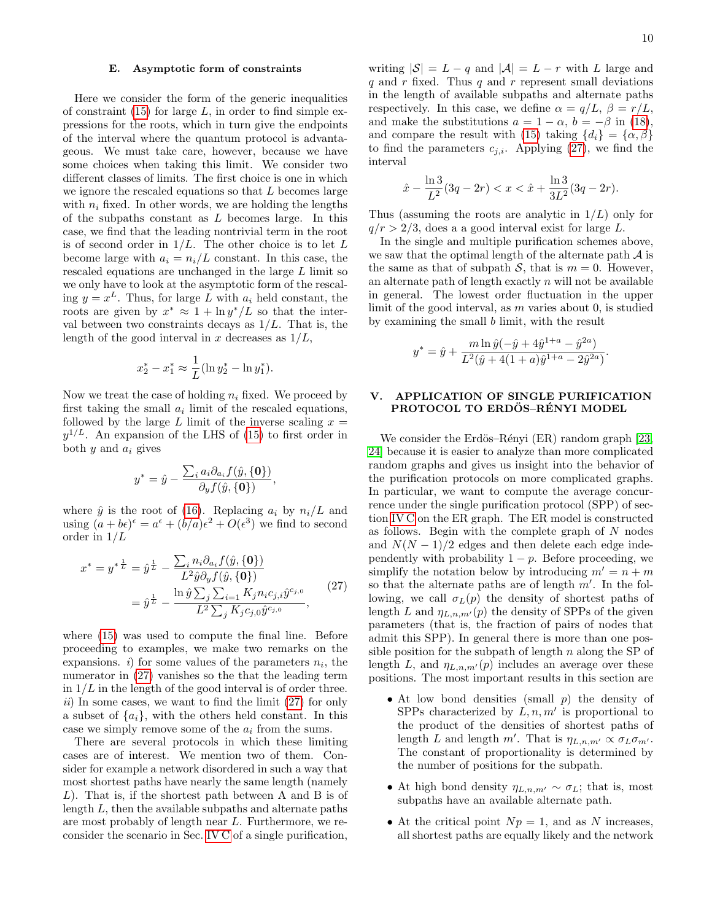### E. Asymptotic form of constraints

Here we consider the form of the generic inequalities of constraint (15) for large $L$, in order to find simple expressions for the roots, which in turn give the endpoints of the interval where the quantum protocol is advantageous. We must take care, however, because we have some choices when taking this limit. We consider two different classes of limits. The first choice is one in which we ignore the rescaled equations so that $L$ becomes large with $n_i$ fixed. In other words, we are holding the lengths of the subpaths constant as $L$ becomes large. In this case, we find that the leading nontrivial term in the root is of second order in $1/L$. The other choice is to let $L$ become large with $a_i = n_i/L$ constant. In this case, the rescaled equations are unchanged in the large $L$ limit so we only have to look at the asymptotic form of the rescaling $y = x^L$. Thus, for large $L$ with $a_i$ held constant, the roots are given by $x^* \approx 1 + \ln y^*/L$ so that the interval between two constraints decays as $1/L$. That is, the length of the good interval in $x$ decreases as $1/L$,

$$x_2^* - x_1^* \approx \frac{1}{L}(\ln y_2^* - \ln y_1^*).$$

Now we treat the case of holding $n_i$ fixed. We proceed by first taking the small $a_i$ limit of the rescaled equations, followed by the large $L$ limit of the inverse scaling $x = y^{1/L}$. An expansion of the LHS of (15) to first order in both $y$ and $a_i$ gives

$$y^* = \hat{y} - \frac{\sum_i a_i \partial_{a_i} f(\hat{y}, \{\mathbf{0}\})}{\partial_y f(\hat{y}, \{\mathbf{0}\})},$$

where $\hat{y}$ is the root of (16). Replacing $a_i$ by $n_i/L$ and using $(a + b\epsilon)^\epsilon = a^\epsilon + (b/a)\epsilon^2 + O(\epsilon^3)$ we find to second order in $1/L$

$$\begin{aligned} x^* = {y^*}^{\frac{1}{L}} &= \hat{y}^{\frac{1}{L}} - \frac{\sum_i n_i \partial_{a_i} f(\hat{y}, \{\mathbf{0}\})}{L^2 \hat{y} \partial_y f(\hat{y}, \{\mathbf{0}\})} \\ &= \hat{y}^{\frac{1}{L}} - \frac{\ln \hat{y} \sum_j \sum_{i=1} K_j n_i c_{j,i} \hat{y}^{c_{j,0}}}{L^2 \sum_j K_j c_{j,0} \hat{y}^{c_{j,0}}}, \end{aligned} \tag{27}$$

where (15) was used to compute the final line. Before proceeding to examples, we make two remarks on the expansions. *i*) for some values of the parameters $n_i$, the numerator in (27) vanishes so the that the leading term in $1/L$ in the length of the good interval is of order three. *ii*) In some cases, we want to find the limit (27) for only a subset of $\{a_i\}$, with the others held constant. In this case we simply remove some of the $a_i$ from the sums.

There are several protocols in which these limiting cases are of interest. We mention two of them. Consider for example a network disordered in such a way that most shortest paths have nearly the same length (namely $L$). That is, if the shortest path between A and B is of length $L$, then the available subpaths and alternate paths are most probably of length near $L$. Furthermore, we reconsider the scenario in Sec. IV C of a single purification, writing $|\mathcal{S}| = L - q$ and $|\mathcal{A}| = L - r$ with $L$ large and $q$ and $r$ fixed. Thus $q$ and $r$ represent small deviations in the length of available subpaths and alternate paths respectively. In this case, we define $\alpha = q/L$, $\beta = r/L$, and make the substitutions $a = 1 - \alpha$, $b = -\beta$ in (18), and compare the result with (15) taking $\{d_i\} = \{\alpha, \beta\}$ to find the parameters $c_{j,i}$. Applying (27), we find the interval

$$\hat{x} - \frac{\ln 3}{L^2}(3q - 2r) < x < \hat{x} + \frac{\ln 3}{3L^2}(3q - 2r).$$

Thus (assuming the roots are analytic in $1/L$) only for $q/r > 2/3$, does a a good interval exist for large $L$.

In the single and multiple purification schemes above, we saw that the optimal length of the alternate path $\mathcal{A}$ is the same as that of subpath $\mathcal{S}$, that is $m = 0$. However, an alternate path of length exactly $n$ will not be available in general. The lowest order fluctuation in the upper limit of the good interval, as $m$ varies about 0, is studied by examining the small $b$ limit, with the result

$$y^* = \hat{y} + \frac{m \ln \hat{y}(-\hat{y} + 4\hat{y}^{1+a} - \hat{y}^{2a})}{L^2(\hat{y} + 4(1+a)\hat{y}^{1+a} - 2\hat{y}^{2a})}.$$

## V. APPLICATION OF SINGLE PURIFICATION PROTOCOL TO ERDÖS–RÉNYI MODEL

We consider the Erdös–Rényi (ER) random graph [23, 24] because it is easier to analyze than more complicated random graphs and gives us insight into the behavior of the purification protocols on more complicated graphs. In particular, we want to compute the average concurrence under the single purification protocol (SPP) of section IV C on the ER graph. The ER model is constructed as follows. Begin with the complete graph of $N$ nodes and $N(N-1)/2$ edges and then delete each edge independently with probability $1 - p$. Before proceeding, we simplify the notation below by introducing $m' = n + m$ so that the alternate paths are of length $m'$. In the following, we call $\sigma_L(p)$ the density of shortest paths of length $L$ and $\eta_{L,n,m'}(p)$ the density of SPPs of the given parameters (that is, the fraction of pairs of nodes that admit this SPP). In general there is more than one possible position for the subpath of length $n$ along the SP of length $L$, and $\eta_{L,n,m'}(p)$ includes an average over these positions. The most important results in this section are

- At low bond densities (small $p$) the density of SPPs characterized by $L, n, m'$ is proportional to the product of the densities of shortest paths of length $L$ and length $m'$. That is $\eta_{L,n,m'} \propto \sigma_L \sigma_{m'}$. The constant of proportionality is determined by the number of positions for the subpath.
- At high bond density $\eta_{L,n,m'} \sim \sigma_L$; that is, most subpaths have an available alternate path.
- At the critical point $Np = 1$, and as $N$ increases, all shortest paths are equally likely and the network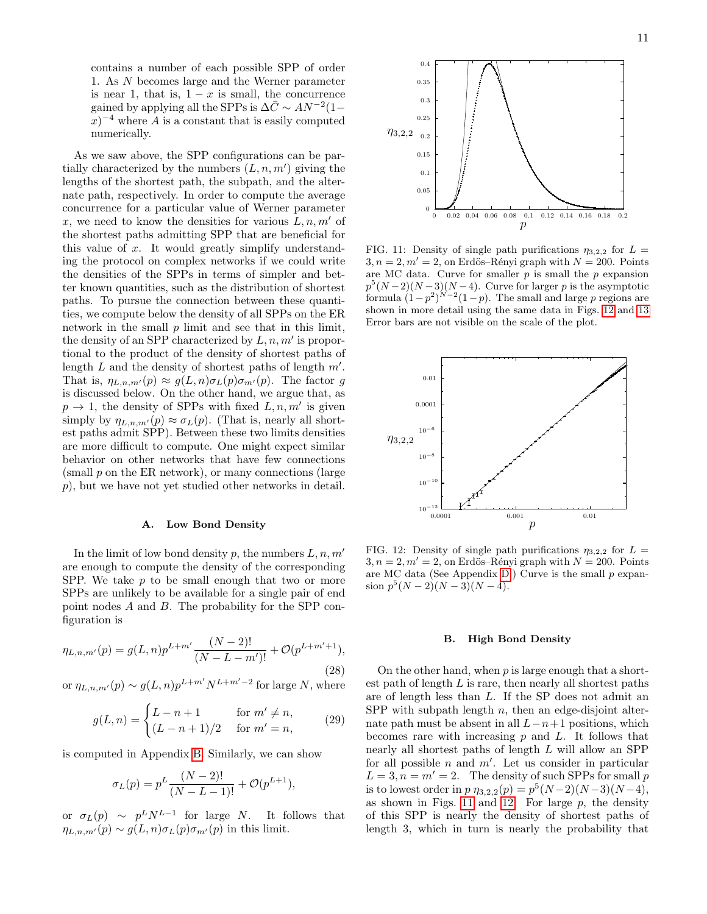contains a number of each possible SPP of order 1. As $N$ becomes large and the Werner parameter is near 1, that is, $1-x$ is small, the concurrence gained by applying all the SPPs is $\Delta\bar{C} \sim AN^{-2}(1-x)^{-4}$ where $A$ is a constant that is easily computed numerically.

As we saw above, the SPP configurations can be partially characterized by the numbers $(L, n, m')$ giving the lengths of the shortest path, the subpath, and the alternate path, respectively. In order to compute the average concurrence for a particular value of Werner parameter $x$, we need to know the densities for various $L, n, m'$ of the shortest paths admitting SPP that are beneficial for this value of $x$. It would greatly simplify understanding the protocol on complex networks if we could write the densities of the SPPs in terms of simpler and better known quantities, such as the distribution of shortest paths. To pursue the connection between these quantities, we compute below the density of all SPPs on the ER network in the small $p$ limit and see that in this limit, the density of an SPP characterized by $L, n, m'$ is proportional to the product of the density of shortest paths of length $L$ and the density of shortest paths of length $m'$. That is, $\eta_{L,n,m'}(p) \approx g(L,n)\sigma_L(p)\sigma_{m'}(p)$. The factor $g$ is discussed below. On the other hand, we argue that, as $p \to 1$, the density of SPPs with fixed $L, n, m'$ is given simply by $\eta_{L,n,m'}(p) \approx \sigma_L(p)$. (That is, nearly all shortest paths admit SPP). Between these two limits densities are more difficult to compute. One might expect similar behavior on other networks that have few connections (small $p$ on the ER network), or many connections (large $p$), but we have not yet studied other networks in detail.

### A. Low Bond Density

In the limit of low bond density $p$, the numbers $L, n, m'$ are enough to compute the density of the corresponding SPP. We take $p$ to be small enough that two or more SPPs are unlikely to be available for a single pair of end point nodes $A$ and $B$. The probability for the SPP configuration is

$$\eta_{L,n,m'}(p) = g(L,n)p^{L+m'}\frac{(N-2)!}{(N-L-m')!} + \mathcal{O}(p^{L+m'+1}), \tag{28}$$

or $\eta_{L,n,m'}(p) \sim g(L,n)p^{L+m'}N^{L+m'-2}$ for large $N$, where

$$g(L,n) = \begin{cases} L-n+1 & \text{for } m' \neq n, \\ (L-n+1)/2 & \text{for } m' = n, \end{cases} \tag{29}$$

is computed in Appendix B. Similarly, we can show

$$\sigma_L(p) = p^L\frac{(N-2)!}{(N-L-1)!} + \mathcal{O}(p^{L+1}),$$

or $\sigma_L(p) \sim p^L N^{L-1}$ for large $N$. It follows that $\eta_{L,n,m'}(p) \sim g(L,n)\sigma_L(p)\sigma_{m'}(p)$ in this limit.

FIG. 11: Density of single path purifications $\eta_{3,2,2}$ for $L=3, n=2, m'=2$, on Erdős–Rényi graph with $N=200$. Points are MC data. Curve for smaller $p$ is the small $p$ expansion $p^5(N-2)(N-3)(N-4)$. Curve for larger $p$ is the asymptotic formula $(1-p^2)^{N-2}(1-p)$. The small and large $p$ regions are shown in more detail using the same data in Figs. 12 and 13. Error bars are not visible on the scale of the plot.

FIG. 12: Density of single path purifications $\eta_{3,2,2}$ for $L=3, n=2, m'=2$, on Erdős–Rényi graph with $N=200$. Points are MC data (See Appendix D.) Curve is the small $p$ expansion $p^5(N-2)(N-3)(N-4)$.

### B. High Bond Density

On the other hand, when $p$ is large enough that a shortest path of length $L$ is rare, then nearly all shortest paths are of length less than $L$. If the SP does not admit an SPP with subpath length $n$, then an edge-disjoint alternate path must be absent in all $L-n+1$ positions, which becomes rare with increasing $p$ and $L$. It follows that nearly all shortest paths of length $L$ will allow an SPP for all possible $n$ and $m'$. Let us consider in particular $L=3, n=m'=2$. The density of such SPPs for small $p$ is to lowest order in $p$ $\eta_{3,2,2}(p) = p^5(N-2)(N-3)(N-4)$, as shown in Figs. 11 and 12. For large $p$, the density of this SPP is nearly the density of shortest paths of length 3, which in turn is nearly the probability that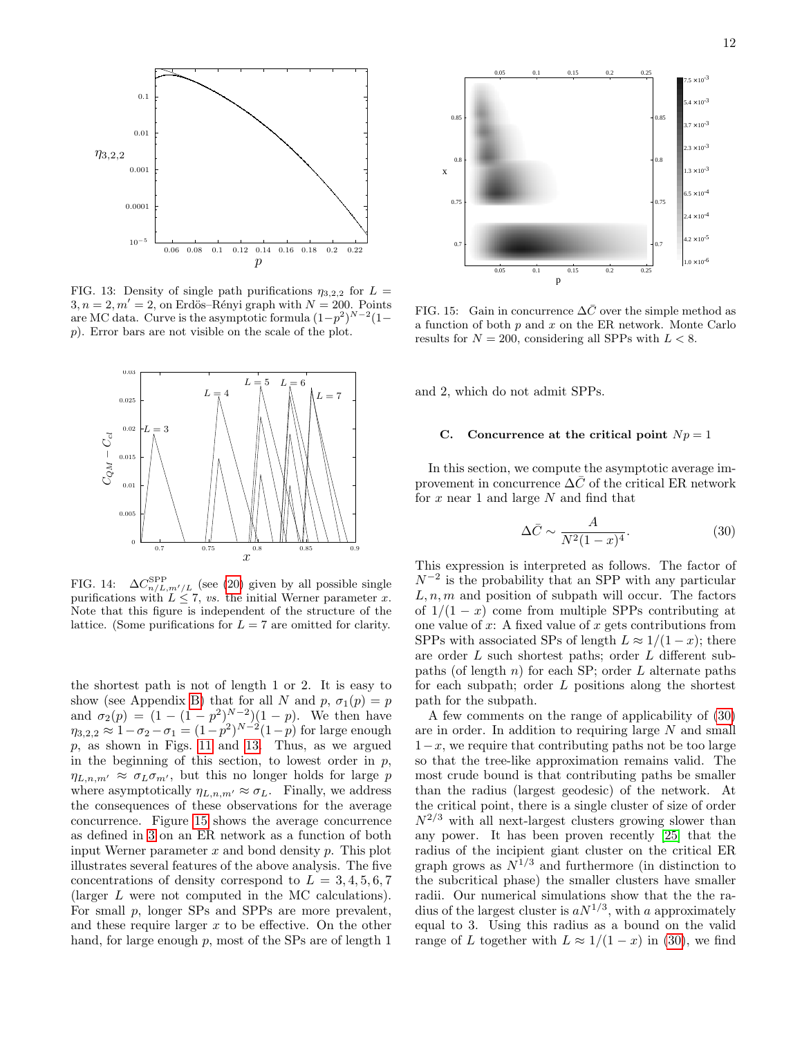FIG. 13: Density of single path purifications $\eta_{3,2,2}$ for $L = 3, n = 2, m' = 2$, on Erdös–Rényi graph with $N = 200$. Points are MC data. Curve is the asymptotic formula $(1-p^2)^{N-2}(1-p)$. Error bars are not visible on the scale of the plot.

FIG. 14: $\Delta C^{\rm SPP}_{n/L,m'/L}$ (see (20) given by all possible single purifications with $L \le 7$, *vs.* the initial Werner parameter $x$. Note that this figure is independent of the structure of the lattice. (Some purifications for $L = 7$ are omitted for clarity.

the shortest path is not of length 1 or 2. It is easy to show (see Appendix B) that for all $N$ and $p$, $\sigma_1(p) = p$ and $\sigma_2(p) = (1 - (1 - p^2)^{N-2})(1 - p)$. We then have $\eta_{3,2,2} \approx 1 - \sigma_2 - \sigma_1 = (1-p^2)^{N-2}(1-p)$ for large enough $p$, as shown in Figs. 11 and 13. Thus, as we argued in the beginning of this section, to lowest order in $p$, $\eta_{L,n,m'} \approx \sigma_L \sigma_{m'}$, but this no longer holds for large $p$ where asymptotically $\eta_{L,n,m'} \approx \sigma_L$. Finally, we address the consequences of these observations for the average concurrence. Figure 15 shows the average concurrence as defined in 3 on an ER network as a function of both input Werner parameter $x$ and bond density $p$. This plot illustrates several features of the above analysis. The five concentrations of density correspond to $L = 3, 4, 5, 6, 7$ (larger $L$ were not computed in the MC calculations). For small $p$, longer SPs and SPPs are more prevalent, and these require larger $x$ to be effective. On the other hand, for large enough $p$, most of the SPs are of length 1 and 2, which do not admit SPPs.

FIG. 15: Gain in concurrence $\Delta\bar{C}$ over the simple method as a function of both $p$ and $x$ on the ER network. Monte Carlo results for $N = 200$, considering all SPPs with $L < 8$.

### C. Concurrence at the critical point $Np = 1$

In this section, we compute the asymptotic average improvement in concurrence $\Delta\bar{C}$ of the critical ER network for $x$ near 1 and large $N$ and find that

$$\Delta\bar{C} \sim \frac{A}{N^2(1-x)^4}. \tag{30}$$

This expression is interpreted as follows. The factor of $N^{-2}$ is the probability that an SPP with any particular $L, n, m$ and position of subpath will occur. The factors of $1/(1-x)$ come from multiple SPPs contributing at one value of $x$: A fixed value of $x$ gets contributions from SPPs with associated SPs of length $L \approx 1/(1-x)$; there are order $L$ such shortest paths; order $L$ different subpaths (of length $n$) for each SP; order $L$ alternate paths for each subpath; order $L$ positions along the shortest path for the subpath.

A few comments on the range of applicability of (30) are in order. In addition to requiring large $N$ and small $1-x$, we require that contributing paths not be too large so that the tree-like approximation remains valid. The most crude bound is that contributing paths be smaller than the radius (largest geodesic) of the network. At the critical point, there is a single cluster of size of order $N^{2/3}$ with all next-largest clusters growing slower than any power. It has been proven recently [25] that the radius of the incipient giant cluster on the critical ER graph grows as $N^{1/3}$ and furthermore (in distinction to the subcritical phase) the smaller clusters have smaller radii. Our numerical simulations show that the the radius of the largest cluster is $aN^{1/3}$, with $a$ approximately equal to 3. Using this radius as a bound on the valid range of $L$ together with $L \approx 1/(1-x)$ in (30), we find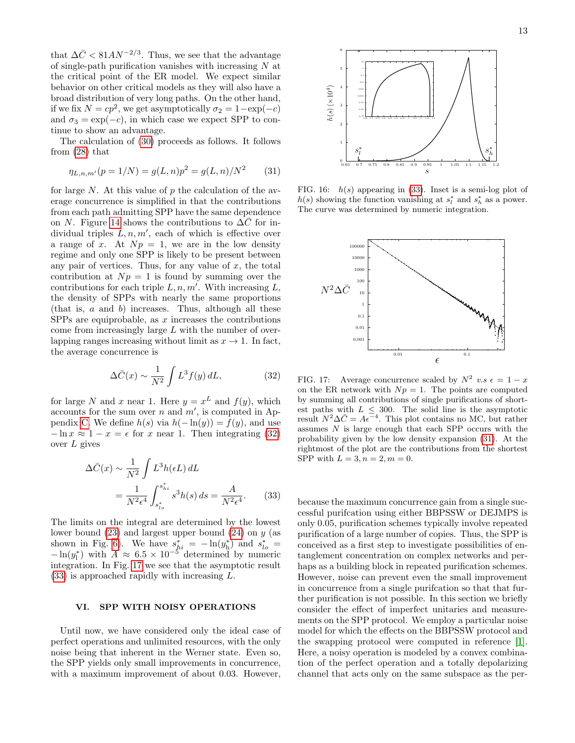that $\Delta\bar{C} < 81AN^{-2/3}$. Thus, we see that the advantage of single-path purification vanishes with increasing $N$ at the critical point of the ER model. We expect similar behavior on other critical models as they will also have a broad distribution of very long paths. On the other hand, if we fix $N = cp^2$, we get asymptotically $\sigma_2 = 1 - \exp(-c)$ and $\sigma_3 = \exp(-c)$, in which case we expect SPP to continue to show an advantage.

The calculation of (30) proceeds as follows. It follows from (28) that

$$\eta_{L,n,m'}(p = 1/N) = g(L,n)p^2 = g(L,n)/N^2 \tag{31}$$

for large $N$. At this value of $p$ the calculation of the average concurrence is simplified in that the contributions from each path admitting SPP have the same dependence on $N$. Figure 14 shows the contributions to $\Delta\bar{C}$ for individual triples $L, n, m'$, each of which is effective over a range of $x$. At $Np = 1$, we are in the low density regime and only one SPP is likely to be present between any pair of vertices. Thus, for any value of $x$, the total contribution at $Np = 1$ is found by summing over the contributions for each triple $L, n, m'$. With increasing $L$, the density of SPPs with nearly the same proportions (that is, $a$ and $b$) increases. Thus, although all these SPPs are equiprobable, as $x$ increases the contributions come from increasingly large $L$ with the number of overlapping ranges increasing without limit as $x \to 1$. In fact, the average concurrence is

$$\Delta\bar{C}(x) \sim \frac{1}{N^2} \int L^3 f(y)\, dL, \tag{32}$$

for large $N$ and $x$ near 1. Here $y = x^L$ and $f(y)$, which accounts for the sum over $n$ and $m'$, is computed in Appendix C. We define $h(s)$ via $h(-\ln(y)) = f(y)$, and use $-\ln x \approx 1 - x = \epsilon$ for $x$ near 1. Then integrating (32) over $L$ gives

$$\Delta\bar{C}(x) \sim \frac{1}{N^2} \int L^3 h(\epsilon L)\, dL = \frac{1}{N^2\epsilon^4} \int_{s^*_{lo}}^{s^*_{hi}} s^3 h(s)\, ds = \frac{A}{N^2\epsilon^4}. \tag{33}$$

The limits on the integral are determined by the lowest lower bound (23) and largest upper bound (24) on $y$ (as shown in Fig. 6). We have $s^*_{hi} = -\ln(y^*_h)$ and $s^*_{lo} = -\ln(y^*_l)$ with $A \approx 6.5 \times 10^{-5}$ determined by numeric integration. In Fig. 17 we see that the asymptotic result (33) is approached rapidly with increasing $L$.

FIG. 16: $h(s)$ appearing in (33). Inset is a semi-log plot of $h(s)$ showing the function vanishing at $s^*_l$ and $s^*_h$ as a power. The curve was determined by numeric integration.

FIG. 17: Average concurrence scaled by $N^2$ v.s $\epsilon = 1 - x$ on the ER network with $Np = 1$. The points are computed by summing all contributions of single purifications of shortest paths with $L \le 300$. The solid line is the asymptotic result $N^2\Delta\bar{C} = A\epsilon^{-4}$. This plot contains no MC, but rather assumes $N$ is large enough that each SPP occurs with the probability given by the low density expansion (31). At the rightmost of the plot are the contributions from the shortest SPP with $L = 3, n = 2, m = 0$.

## VI. SPP WITH NOISY OPERATIONS

Until now, we have considered only the ideal case of perfect operations and unlimited resources, with the only noise being that inherent in the Werner state. Even so, the SPP yields only small improvements in concurrence, with a maximum improvement of about 0.03. However, because the maximum concurrence gain from a single successful purifcation using either BBPSSW or DEJMPS is only 0.05, purification schemes typically involve repeated purification of a large number of copies. Thus, the SPP is conceived as a first step to investigate possibilities of entanglement concentration on complex networks and perhaps as a building block in repeated purification schemes. However, noise can prevent even the small improvement in concurrence from a single purifcation so that that further purification is not possible. In this section we briefly consider the effect of imperfect unitaries and measurements on the SPP protocol. We employ a particular noise model for which the effects on the BBPSSW protocol and the swapping protocol were computed in reference [1]. Here, a noisy operation is modeled by a convex combination of the perfect operation and a totally depolarizing channel that acts only on the same subspace as the per-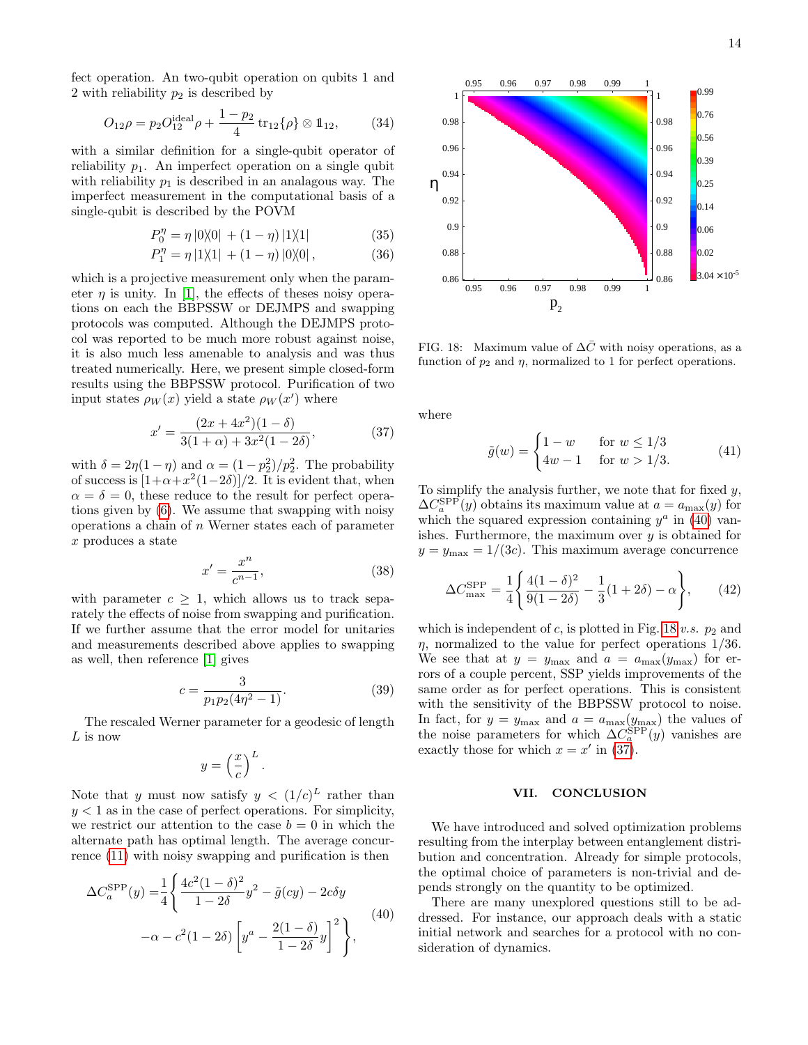fect operation. An two-qubit operation on qubits 1 and 2 with reliability $p_2$ is described by

$$O_{12}\rho = p_2 O_{12}^{\text{ideal}}\rho + \frac{1-p_2}{4}\,\text{tr}_{12}\{\rho\}\otimes \mathbb{1}_{12}, \tag{34}$$

with a similar definition for a single-qubit operator of reliability $p_1$. An imperfect operation on a single qubit with reliability $p_1$ is described in an analagous way. The imperfect measurement in the computational basis of a single-qubit is described by the POVM

$$P_0^\eta = \eta\,|0\rangle\langle 0| + (1-\eta)\,|1\rangle\langle 1| \tag{35}$$

$$P_1^\eta = \eta\,|1\rangle\langle 1| + (1-\eta)\,|0\rangle\langle 0|\,, \tag{36}$$

which is a projective measurement only when the parameter $\eta$ is unity. In [1], the effects of theses noisy operations on each the BBPSSW or DEJMPS and swapping protocols was computed. Although the DEJMPS protocol was reported to be much more robust against noise, it is also much less amenable to analysis and was thus treated numerically. Here, we present simple closed-form results using the BBPSSW protocol. Purification of two input states $\rho_W(x)$ yield a state $\rho_W(x')$ where

$$x' = \frac{(2x+4x^2)(1-\delta)}{3(1+\alpha)+3x^2(1-2\delta)}, \tag{37}$$

with $\delta = 2\eta(1-\eta)$ and $\alpha = (1-p_2^2)/p_2^2$. The probability of success is $[1+\alpha+x^2(1-2\delta)]/2$. It is evident that, when $\alpha=\delta=0$, these reduce to the result for perfect operations given by (6). We assume that swapping with noisy operations a chain of $n$ Werner states each of parameter $x$ produces a state

$$x' = \frac{x^n}{c^{n-1}}, \tag{38}$$

with parameter $c \geq 1$, which allows us to track separately the effects of noise from swapping and purification. If we further assume that the error model for unitaries and measurements described above applies to swapping as well, then reference [1] gives

$$c = \frac{3}{p_1 p_2(4\eta^2-1)}. \tag{39}$$

The rescaled Werner parameter for a geodesic of length $L$ is now

$$y = \left(\frac{x}{c}\right)^L.$$

Note that $y$ must now satisfy $y < (1/c)^L$ rather than $y<1$ as in the case of perfect operations. For simplicity, we restrict our attention to the case $b=0$ in which the alternate path has optimal length. The average concurrence (11) with noisy swapping and purification is then

$$\begin{aligned}\Delta C_a^{\text{SPP}}(y) =& \frac{1}{4}\Bigg\{\frac{4c^2(1-\delta)^2}{1-2\delta}y^2 - \tilde{g}(cy) - 2c\delta y \\ & -\alpha - c^2(1-2\delta)\left[y^a - \frac{2(1-\delta)}{1-2\delta}y\right]^2\Bigg\},\end{aligned} \tag{40}$$

FIG. 18: Maximum value of $\Delta\bar{C}$ with noisy operations, as a function of $p_2$ and $\eta$, normalized to 1 for perfect operations.

where

$$\tilde{g}(w) = \begin{cases} 1-w & \text{for } w \leq 1/3 \\ 4w-1 & \text{for } w > 1/3. \end{cases} \tag{41}$$

To simplify the analysis further, we note that for fixed $y$, $\Delta C_a^{\text{SPP}}(y)$ obtains its maximum value at $a = a_{\max}(y)$ for which the squared expression containing $y^a$ in (40) vanishes. Furthermore, the maximum over $y$ is obtained for $y = y_{\max} = 1/(3c)$. This maximum average concurrence

$$\Delta C_{\max}^{\text{SPP}} = \frac{1}{4}\left\{\frac{4(1-\delta)^2}{9(1-2\delta)} - \frac{1}{3}(1+2\delta) - \alpha\right\}, \tag{42}$$

which is independent of $c$, is plotted in Fig. 18 *v.s.* $p_2$ and $\eta$, normalized to the value for perfect operations $1/36$. We see that at $y = y_{\max}$ and $a = a_{\max}(y_{\max})$ for errors of a couple percent, SSP yields improvements of the same order as for perfect operations. This is consistent with the sensitivity of the BBPSSW protocol to noise. In fact, for $y = y_{\max}$ and $a = a_{\max}(y_{\max})$ the values of the noise parameters for which $\Delta C_a^{\text{SPP}}(y)$ vanishes are exactly those for which $x = x'$ in (37).

## VII. CONCLUSION

We have introduced and solved optimization problems resulting from the interplay between entanglement distribution and concentration. Already for simple protocols, the optimal choice of parameters is non-trivial and depends strongly on the quantity to be optimized.

There are many unexplored questions still to be addressed. For instance, our approach deals with a static initial network and searches for a protocol with no consideration of dynamics.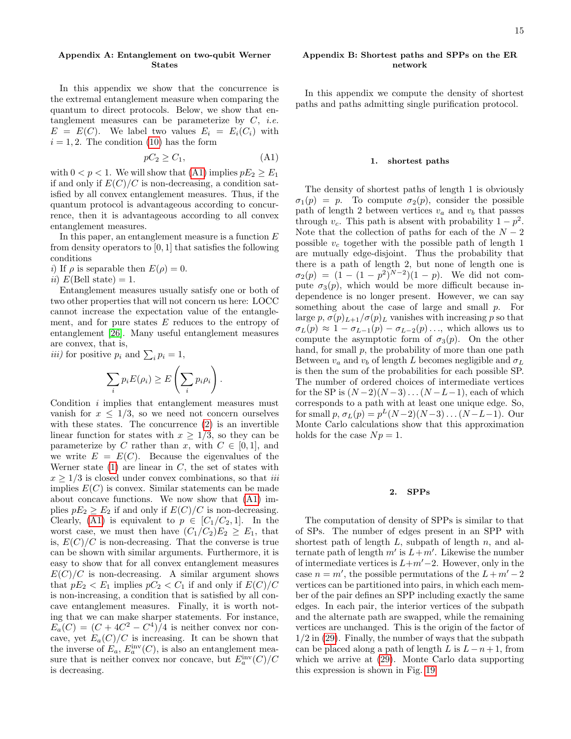## Appendix A: Entanglement on two-qubit Werner States

In this appendix we show that the concurrence is the extremal entanglement measure when comparing the quantum to direct protocols. Below, we show that entanglement measures can be parameterize by $C$, *i.e.* $E = E(C)$. We label two values $E_i = E_i(C_i)$ with $i = 1, 2$. The condition (10) has the form

$$pC_2 \geq C_1, \tag{A1}$$

with $0 < p < 1$. We will show that (A1) implies $pE_2 \geq E_1$ if and only if $E(C)/C$ is non-decreasing, a condition satisfied by all convex entanglement measures. Thus, if the quantum protocol is advantageous according to concurrence, then it is advantageous according to all convex entanglement measures.

In this paper, an entanglement measure is a function $E$ from density operators to $[0, 1]$ that satisfies the following conditions

*i)* If $\rho$ is separable then $E(\rho) = 0$.

*ii)* $E$(Bell state) $= 1$.

Entanglement measures usually satisfy one or both of two other properties that will not concern us here: LOCC cannot increase the expectation value of the entanglement, and for pure states $E$ reduces to the entropy of entanglement [26]. Many useful entanglement measures are convex, that is,

*iii)* for positive $p_i$ and $\sum_i p_i = 1$,

$$\sum_i p_i E(\rho_i) \geq E\left(\sum_i p_i \rho_i\right).$$

Condition *i* implies that entanglement measures must vanish for $x \leq 1/3$, so we need not concern ourselves with these states. The concurrence (2) is an invertible linear function for states with $x \geq 1/3$, so they can be parameterize by $C$ rather than $x$, with $C \in [0, 1]$, and we write $E = E(C)$. Because the eigenvalues of the Werner state (1) are linear in $C$, the set of states with $x \geq 1/3$ is closed under convex combinations, so that *iii* implies $E(C)$ is convex. Similar statements can be made about concave functions. We now show that (A1) implies $pE_2 \geq E_2$ if and only if $E(C)/C$ is non-decreasing. Clearly, (A1) is equivalent to $p \in [C_1/C_2, 1]$. In the worst case, we must then have $(C_1/C_2)E_2 \geq E_1$, that is, $E(C)/C$ is non-decreasing. That the converse is true can be shown with similar arguments. Furthermore, it is easy to show that for all convex entanglement measures $E(C)/C$ is non-decreasing. A similar argument shows that $pE_2 < E_1$ implies $pC_2 < C_1$ if and only if $E(C)/C$ is non-increasing, a condition that is satisfied by all concave entanglement measures. Finally, it is worth noting that we can make sharper statements. For instance, $E_a(C) = (C + 4C^2 - C^4)/4$ is neither convex nor concave, yet $E_a(C)/C$ is increasing. It can be shown that the inverse of $E_a$, $E_a^{\text{inv}}(C)$, is also an entanglement measure that is neither convex nor concave, but $E_a^{\text{inv}}(C)/C$ is decreasing.

## Appendix B: Shortest paths and SPPs on the ER network

In this appendix we compute the density of shortest paths and paths admitting single purification protocol.

### 1. shortest paths

The density of shortest paths of length 1 is obviously $\sigma_1(p) = p$. To compute $\sigma_2(p)$, consider the possible path of length 2 between vertices $v_a$ and $v_b$ that passes through $v_c$. This path is absent with probability $1 - p^2$. Note that the collection of paths for each of the $N - 2$ possible $v_c$ together with the possible path of length 1 are mutually edge-disjoint. Thus the probability that there is a path of length 2, but none of length one is $\sigma_2(p) = (1 - (1 - p^2)^{N-2})(1 - p)$. We did not compute $\sigma_3(p)$, which would be more difficult because independence is no longer present. However, we can say something about the case of large and small $p$. For large $p$, $\sigma(p)_{L+1}/\sigma(p)_L$ vanishes with increasing $p$ so that $\sigma_L(p) \approx 1 - \sigma_{L-1}(p) - \sigma_{L-2}(p) \ldots$, which allows us to compute the asymptotic form of $\sigma_3(p)$. On the other hand, for small $p$, the probability of more than one path Between $v_a$ and $v_b$ of length $L$ becomes negligible and $\sigma_L$ is then the sum of the probabilities for each possible SP. The number of ordered choices of intermediate vertices for the SP is $(N-2)(N-3)\ldots(N-L-1)$, each of which corresponds to a path with at least one unique edge. So, for small $p$, $\sigma_L(p) = p^L(N-2)(N-3)\ldots(N-L-1)$. Our Monte Carlo calculations show that this approximation holds for the case $Np = 1$.

### 2. SPPs

The computation of density of SPPs is similar to that of SPs. The number of edges present in an SPP with shortest path of length $L$, subpath of length $n$, and alternate path of length $m'$ is $L+m'$. Likewise the number of intermediate vertices is $L+m'-2$. However, only in the case $n = m'$, the possible permutations of the $L + m' - 2$ vertices can be partitioned into pairs, in which each member of the pair defines an SPP including exactly the same edges. In each pair, the interior vertices of the subpath and the alternate path are swapped, while the remaining vertices are unchanged. This is the origin of the factor of $1/2$ in (29). Finally, the number of ways that the subpath can be placed along a path of length $L$ is $L - n + 1$, from which we arrive at (29). Monte Carlo data supporting this expression is shown in Fig. 19.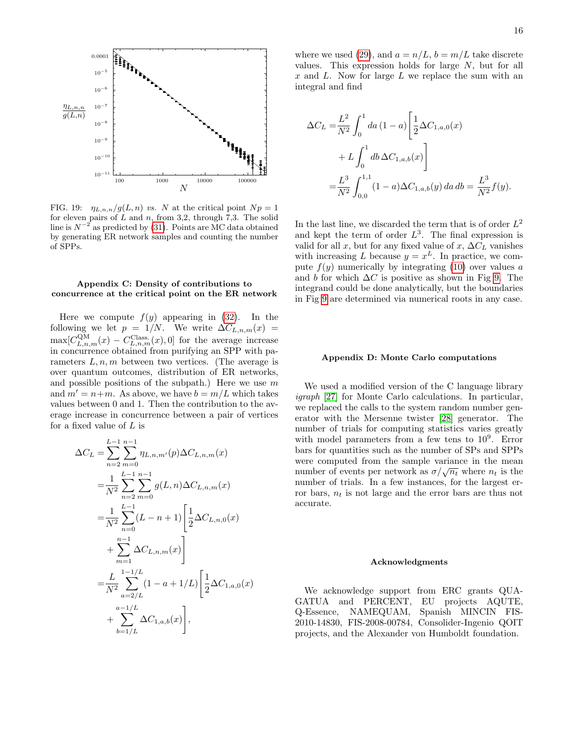FIG. 19: $\eta_{L,n,n}/g(L,n)$ *vs.* $N$ at the critical point $Np=1$ for eleven pairs of $L$ and $n$, from 3,2, through 7,3. The solid line is $N^{-2}$ as predicted by (31). Points are MC data obtained by generating ER network samples and counting the number of SPPs.

### Appendix C: Density of contributions to concurrence at the critical point on the ER network

Here we compute $f(y)$ appearing in (32). In the following we let $p=1/N$. We write $\Delta C_{L,n,m}(x) = \max[C^{\text{QM}}_{L,n,m}(x) - C^{\text{Class.}}_{L,n,m}(x), 0]$ for the average increase in concurrence obtained from purifying an SPP with parameters $L,n,m$ between two vertices. (The average is over quantum outcomes, distribution of ER networks, and possible positions of the subpath.) Here we use $m$ and $m' = n+m$. As above, we have $b=m/L$ which takes values between 0 and 1. Then the contribution to the average increase in concurrence between a pair of vertices for a fixed value of $L$ is

$$
\begin{aligned}
\Delta C_L =& \sum_{n=2}^{L-1}\sum_{m=0}^{n-1} \eta_{L,n,m'}(p)\Delta C_{L,n,m}(x) \\
=& \frac{1}{N^2}\sum_{n=2}^{L-1}\sum_{m=0}^{n-1} g(L,n)\Delta C_{L,n,m}(x) \\
=& \frac{1}{N^2}\sum_{n=0}^{L-1}(L-n+1)\Bigg[\frac{1}{2}\Delta C_{L,n,0}(x) \\
&+ \sum_{m=1}^{n-1}\Delta C_{L,n,m}(x)\Bigg] \\
=& \frac{L}{N^2}\sum_{a=2/L}^{1-1/L}(1-a+1/L)\Bigg[\frac{1}{2}\Delta C_{1,a,0}(x) \\
&+ \sum_{b=1/L}^{a-1/L}\Delta C_{1,a,b}(x)\Bigg],
\end{aligned}
$$

where we used (29), and $a=n/L$, $b=m/L$ take discrete values. This expression holds for large $N$, but for all $x$ and $L$. Now for large $L$ we replace the sum with an integral and find

$$
\begin{aligned}
\Delta C_L =& \frac{L^2}{N^2}\int_0^1 da\,(1-a)\Bigg[\frac{1}{2}\Delta C_{1,a,0}(x) \\
&+ L\int_0^1 db\,\Delta C_{1,a,b}(x)\Bigg] \\
=& \frac{L^3}{N^2}\int_{0,0}^{1,1}(1-a)\Delta C_{1,a,b}(y)\,da\,db = \frac{L^3}{N^2}f(y).
\end{aligned}
$$

In the last line, we discarded the term that is of order $L^2$ and kept the term of order $L^3$. The final expression is valid for all $x$, but for any fixed value of $x$, $\Delta C_L$ vanishes with increasing $L$ because $y=x^L$. In practice, we compute $f(y)$ numerically by integrating (10) over values $a$ and $b$ for which $\Delta C$ is positive as shown in Fig 9. The integrand could be done analytically, but the boundaries in Fig 9 are determined via numerical roots in any case.

### Appendix D: Monte Carlo computations

We used a modified version of the C language library *igraph* [27] for Monte Carlo calculations. In particular, we replaced the calls to the system random number generator with the Mersenne twister [28] generator. The number of trials for computing statistics varies greatly with model parameters from a few tens to $10^9$. Error bars for quantities such as the number of SPs and SPPs were computed from the sample variance in the mean number of events per network as $\sigma/\sqrt{n_t}$ where $n_t$ is the number of trials. In a few instances, for the largest error bars, $n_t$ is not large and the error bars are thus not accurate.

### Acknowledgments

We acknowledge support from ERC grants QUAGATUA and PERCENT, EU projects AQUTE, Q-Essence, NAMEQUAM, Spanish MINCIN FIS-2010-14830, FIS-2008-00784, Consolider-Ingenio QOIT projects, and the Alexander von Humboldt foundation.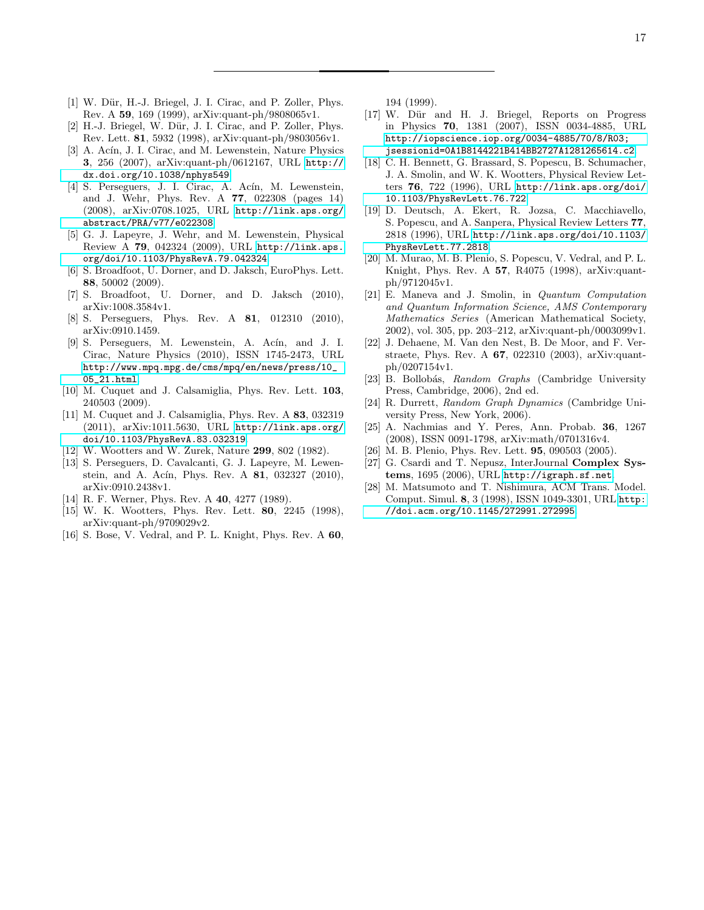[1] W. Dür, H.-J. Briegel, J. I. Cirac, and P. Zoller, Phys. Rev. A **59**, 169 (1999), arXiv:quant-ph/9808065v1.

[2] H.-J. Briegel, W. Dür, J. I. Cirac, and P. Zoller, Phys. Rev. Lett. **81**, 5932 (1998), arXiv:quant-ph/9803056v1.

[3] A. Acín, J. I. Cirac, and M. Lewenstein, Nature Physics **3**, 256 (2007), arXiv:quant-ph/0612167, URL http://dx.doi.org/10.1038/nphys549.

[4] S. Perseguers, J. I. Cirac, A. Acín, M. Lewenstein, and J. Wehr, Phys. Rev. A **77**, 022308 (pages 14) (2008), arXiv:0708.1025, URL http://link.aps.org/abstract/PRA/v77/e022308.

[5] G. J. Lapeyre, J. Wehr, and M. Lewenstein, Physical Review A **79**, 042324 (2009), URL http://link.aps.org/doi/10.1103/PhysRevA.79.042324.

[6] S. Broadfoot, U. Dorner, and D. Jaksch, EuroPhys. Lett. **88**, 50002 (2009).

[7] S. Broadfoot, U. Dorner, and D. Jaksch (2010), arXiv:1008.3584v1.

[8] S. Perseguers, Phys. Rev. A **81**, 012310 (2010), arXiv:0910.1459.

[9] S. Perseguers, M. Lewenstein, A. Acín, and J. I. Cirac, Nature Physics (2010), ISSN 1745-2473, URL http://www.mpq.mpg.de/cms/mpq/en/news/press/10_05_21.html.

[10] M. Cuquet and J. Calsamiglia, Phys. Rev. Lett. **103**, 240503 (2009).

[11] M. Cuquet and J. Calsamiglia, Phys. Rev. A **83**, 032319 (2011), arXiv:1011.5630, URL http://link.aps.org/doi/10.1103/PhysRevA.83.032319.

[12] W. Wootters and W. Zurek, Nature **299**, 802 (1982).

[13] S. Perseguers, D. Cavalcanti, G. J. Lapeyre, M. Lewenstein, and A. Acín, Phys. Rev. A **81**, 032327 (2010), arXiv:0910.2438v1.

[14] R. F. Werner, Phys. Rev. A **40**, 4277 (1989).

[15] W. K. Wootters, Phys. Rev. Lett. **80**, 2245 (1998), arXiv:quant-ph/9709029v2.

[16] S. Bose, V. Vedral, and P. L. Knight, Phys. Rev. A **60**, 194 (1999).

[17] W. Dür and H. J. Briegel, Reports on Progress in Physics **70**, 1381 (2007), ISSN 0034-4885, URL http://iopscience.iop.org/0034-4885/70/8/R03;jsessionid=0A1B8144221B414BB2727A1281265614.c2.

[18] C. H. Bennett, G. Brassard, S. Popescu, B. Schumacher, J. A. Smolin, and W. K. Wootters, Physical Review Letters **76**, 722 (1996), URL http://link.aps.org/doi/10.1103/PhysRevLett.76.722.

[19] D. Deutsch, A. Ekert, R. Jozsa, C. Macchiavello, S. Popescu, and A. Sanpera, Physical Review Letters **77**, 2818 (1996), URL http://link.aps.org/doi/10.1103/PhysRevLett.77.2818.

[20] M. Murao, M. B. Plenio, S. Popescu, V. Vedral, and P. L. Knight, Phys. Rev. A **57**, R4075 (1998), arXiv:quant-ph/9712045v1.

[21] E. Maneva and J. Smolin, in *Quantum Computation and Quantum Information Science, AMS Contemporary Mathematics Series* (American Mathematical Society, 2002), vol. 305, pp. 203–212, arXiv:quant-ph/0003099v1.

[22] J. Dehaene, M. Van den Nest, B. De Moor, and F. Verstraete, Phys. Rev. A **67**, 022310 (2003), arXiv:quant-ph/0207154v1.

[23] B. Bollobás, *Random Graphs* (Cambridge University Press, Cambridge, 2006), 2nd ed.

[24] R. Durrett, *Random Graph Dynamics* (Cambridge University Press, New York, 2006).

[25] A. Nachmias and Y. Peres, Ann. Probab. **36**, 1267 (2008), ISSN 0091-1798, arXiv:math/0701316v4.

[26] M. B. Plenio, Phys. Rev. Lett. **95**, 090503 (2005).

[27] G. Csardi and T. Nepusz, InterJournal **Complex Systems**, 1695 (2006), URL http://igraph.sf.net.

[28] M. Matsumoto and T. Nishimura, ACM Trans. Model. Comput. Simul. **8**, 3 (1998), ISSN 1049-3301, URL http://doi.acm.org/10.1145/272991.272995.